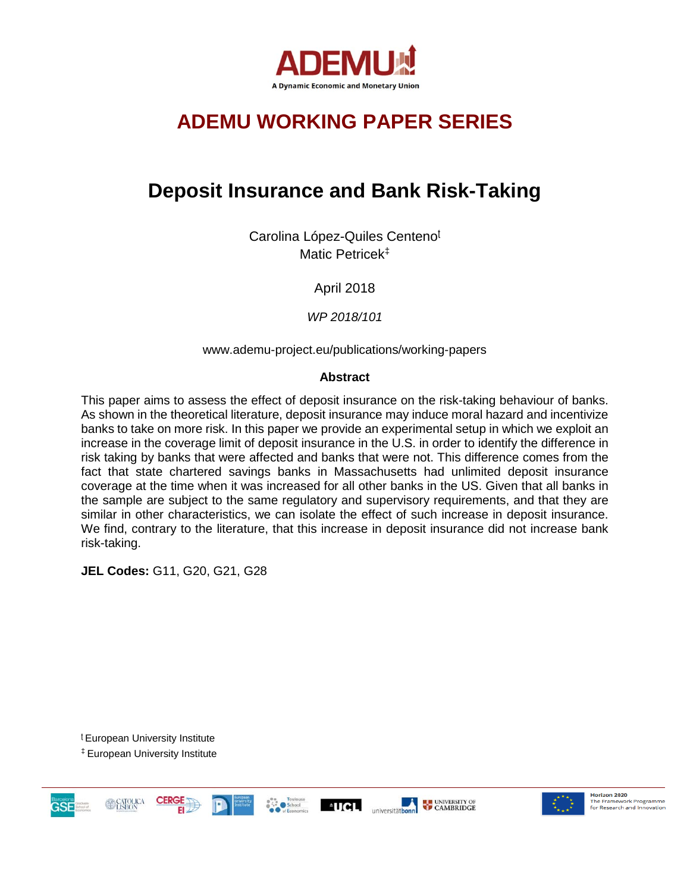ADEMU

A Dynamic Economic and Monetary Union

# ADEMU WORKING PAPER SERIES

## Deposit Insurance and Bank Risk-Taking

Carolina López-Quiles Centeno[ƚ]
Matic Petricek[‡]

April 2018

*WP 2018/101*

www.ademu-project.eu/publications/working-papers

**Abstract**

This paper aims to assess the effect of deposit insurance on the risk-taking behaviour of banks. As shown in the theoretical literature, deposit insurance may induce moral hazard and incentivize banks to take on more risk. In this paper we provide an experimental setup in which we exploit an increase in the coverage limit of deposit insurance in the U.S. in order to identify the difference in risk taking by banks that were affected and banks that were not. This difference comes from the fact that state chartered savings banks in Massachusetts had unlimited deposit insurance coverage at the time when it was increased for all other banks in the US. Given that all banks in the sample are subject to the same regulatory and supervisory requirements, and that they are similar in other characteristics, we can isolate the effect of such increase in deposit insurance. We find, contrary to the literature, that this increase in deposit insurance did not increase bank risk-taking.

**JEL Codes:** G11, G20, G21, G28

[ƚ] European University Institute
[‡] European University Institute

Horizon 2020
The Framework Programme for Research and Innovation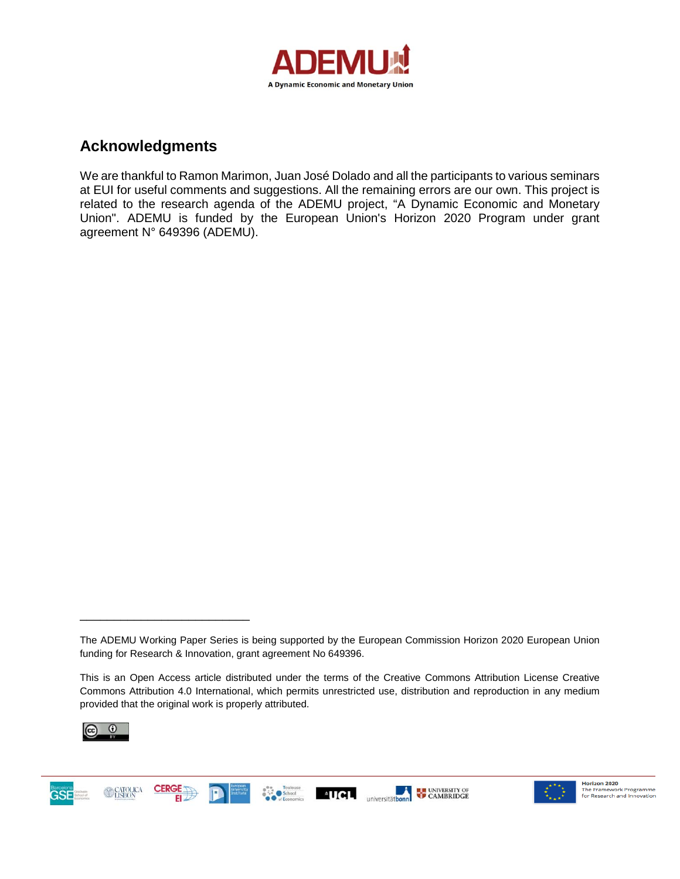## Acknowledgments

We are thankful to Ramon Marimon, Juan José Dolado and all the participants to various seminars at EUI for useful comments and suggestions. All the remaining errors are our own. This project is related to the research agenda of the ADEMU project, "A Dynamic Economic and Monetary Union". ADEMU is funded by the European Union's Horizon 2020 Program under grant agreement N° 649396 (ADEMU).

---

The ADEMU Working Paper Series is being supported by the European Commission Horizon 2020 European Union funding for Research & Innovation, grant agreement No 649396.

This is an Open Access article distributed under the terms of the Creative Commons Attribution License Creative Commons Attribution 4.0 International, which permits unrestricted use, distribution and reproduction in any medium provided that the original work is properly attributed.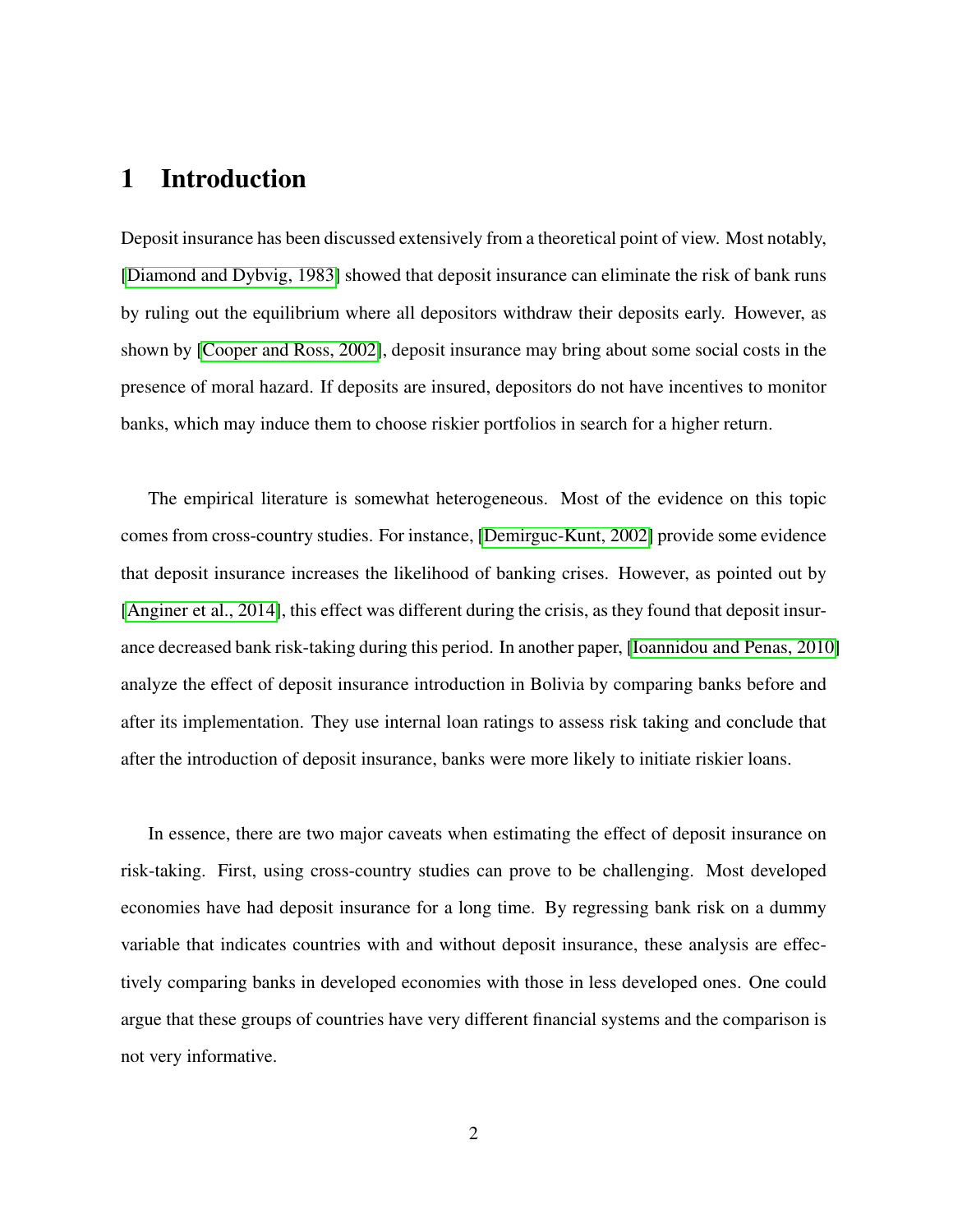# 1 Introduction

Deposit insurance has been discussed extensively from a theoretical point of view. Most notably, [Diamond and Dybvig, 1983] showed that deposit insurance can eliminate the risk of bank runs by ruling out the equilibrium where all depositors withdraw their deposits early. However, as shown by [Cooper and Ross, 2002], deposit insurance may bring about some social costs in the presence of moral hazard. If deposits are insured, depositors do not have incentives to monitor banks, which may induce them to choose riskier portfolios in search for a higher return.

The empirical literature is somewhat heterogeneous. Most of the evidence on this topic comes from cross-country studies. For instance, [Demirguc-Kunt, 2002] provide some evidence that deposit insurance increases the likelihood of banking crises. However, as pointed out by [Anginer et al., 2014], this effect was different during the crisis, as they found that deposit insurance decreased bank risk-taking during this period. In another paper, [Ioannidou and Penas, 2010] analyze the effect of deposit insurance introduction in Bolivia by comparing banks before and after its implementation. They use internal loan ratings to assess risk taking and conclude that after the introduction of deposit insurance, banks were more likely to initiate riskier loans.

In essence, there are two major caveats when estimating the effect of deposit insurance on risk-taking. First, using cross-country studies can prove to be challenging. Most developed economies have had deposit insurance for a long time. By regressing bank risk on a dummy variable that indicates countries with and without deposit insurance, these analysis are effectively comparing banks in developed economies with those in less developed ones. One could argue that these groups of countries have very different financial systems and the comparison is not very informative.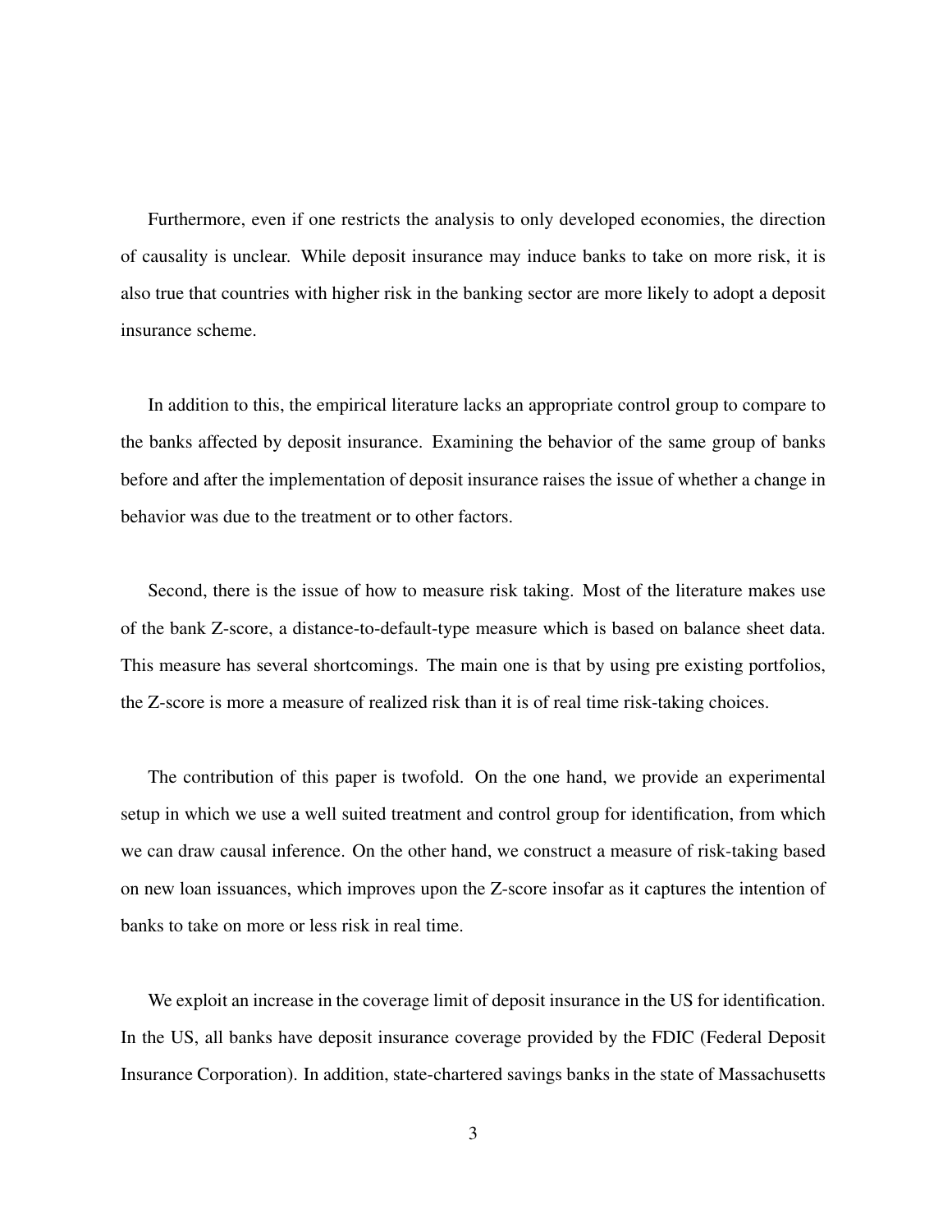Furthermore, even if one restricts the analysis to only developed economies, the direction of causality is unclear. While deposit insurance may induce banks to take on more risk, it is also true that countries with higher risk in the banking sector are more likely to adopt a deposit insurance scheme.

In addition to this, the empirical literature lacks an appropriate control group to compare to the banks affected by deposit insurance. Examining the behavior of the same group of banks before and after the implementation of deposit insurance raises the issue of whether a change in behavior was due to the treatment or to other factors.

Second, there is the issue of how to measure risk taking. Most of the literature makes use of the bank Z-score, a distance-to-default-type measure which is based on balance sheet data. This measure has several shortcomings. The main one is that by using pre existing portfolios, the Z-score is more a measure of realized risk than it is of real time risk-taking choices.

The contribution of this paper is twofold. On the one hand, we provide an experimental setup in which we use a well suited treatment and control group for identification, from which we can draw causal inference. On the other hand, we construct a measure of risk-taking based on new loan issuances, which improves upon the Z-score insofar as it captures the intention of banks to take on more or less risk in real time.

We exploit an increase in the coverage limit of deposit insurance in the US for identification. In the US, all banks have deposit insurance coverage provided by the FDIC (Federal Deposit Insurance Corporation). In addition, state-chartered savings banks in the state of Massachusetts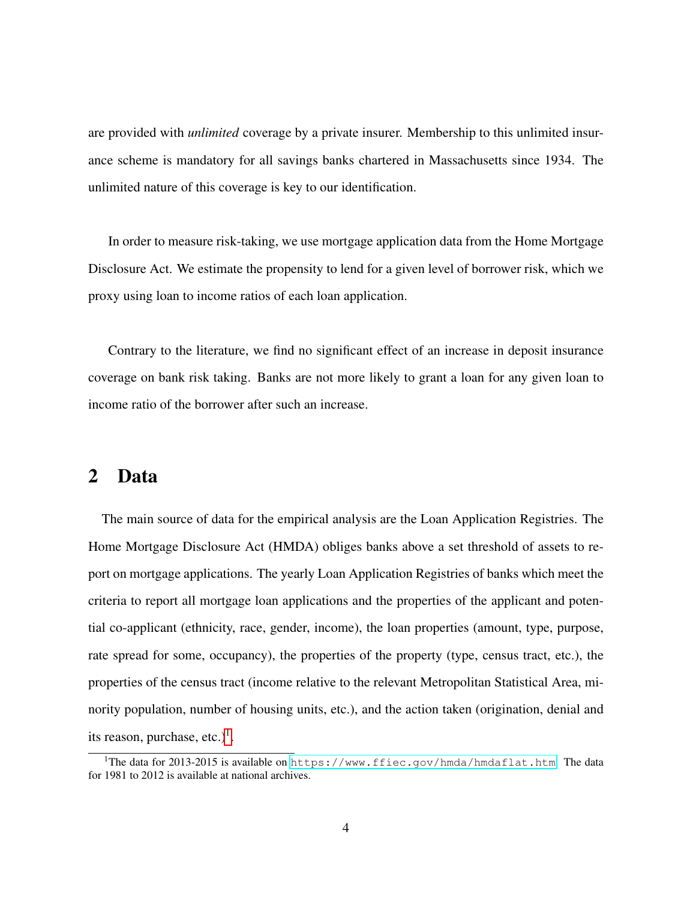are provided with *unlimited* coverage by a private insurer. Membership to this unlimited insurance scheme is mandatory for all savings banks chartered in Massachusetts since 1934. The unlimited nature of this coverage is key to our identification.

In order to measure risk-taking, we use mortgage application data from the Home Mortgage Disclosure Act. We estimate the propensity to lend for a given level of borrower risk, which we proxy using loan to income ratios of each loan application.

Contrary to the literature, we find no significant effect of an increase in deposit insurance coverage on bank risk taking. Banks are not more likely to grant a loan for any given loan to income ratio of the borrower after such an increase.

## 2 Data

The main source of data for the empirical analysis are the Loan Application Registries. The Home Mortgage Disclosure Act (HMDA) obliges banks above a set threshold of assets to report on mortgage applications. The yearly Loan Application Registries of banks which meet the criteria to report all mortgage loan applications and the properties of the applicant and potential co-applicant (ethnicity, race, gender, income), the loan properties (amount, type, purpose, rate spread for some, occupancy), the properties of the property (type, census tract, etc.), the properties of the census tract (income relative to the relevant Metropolitan Statistical Area, minority population, number of housing units, etc.), and the action taken (origination, denial and its reason, purchase, etc.)[1].

[1] The data for 2013-2015 is available on https://www.ffiec.gov/hmda/hmdaflat.htm. The data for 1981 to 2012 is available at national archives.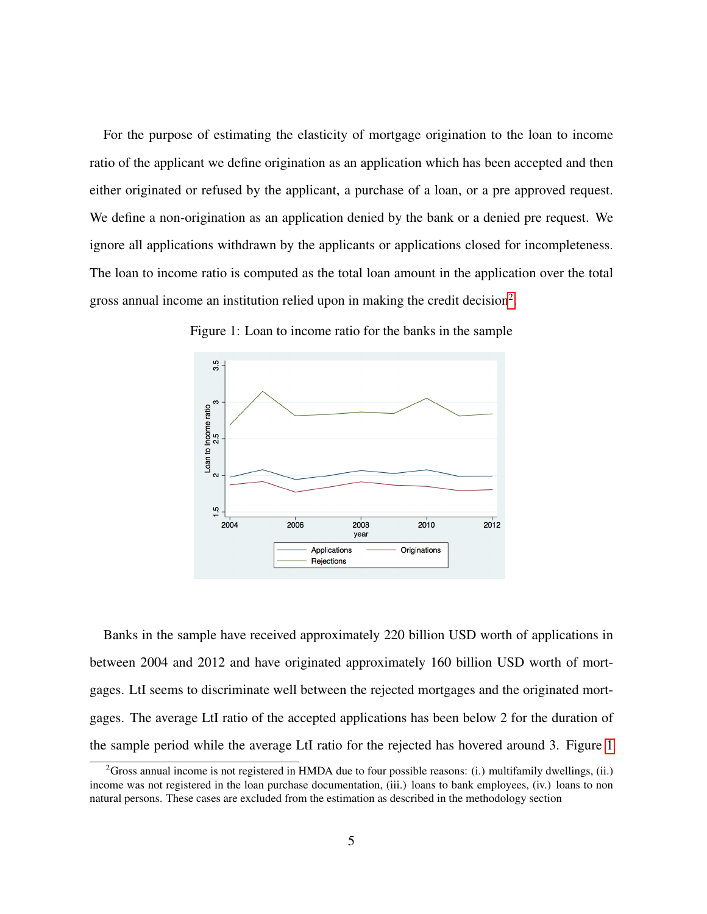For the purpose of estimating the elasticity of mortgage origination to the loan to income ratio of the applicant we define origination as an application which has been accepted and then either originated or refused by the applicant, a purchase of a loan, or a pre approved request. We define a non-origination as an application denied by the bank or a denied pre request. We ignore all applications withdrawn by the applicants or applications closed for incompleteness. The loan to income ratio is computed as the total loan amount in the application over the total gross annual income an institution relied upon in making the credit decision[2].

Figure 1: Loan to income ratio for the banks in the sample

Banks in the sample have received approximately 220 billion USD worth of applications in between 2004 and 2012 and have originated approximately 160 billion USD worth of mortgages. LtI seems to discriminate well between the rejected mortgages and the originated mortgages. The average LtI ratio of the accepted applications has been below 2 for the duration of the sample period while the average LtI ratio for the rejected has hovered around 3. Figure 1

[2] Gross annual income is not registered in HMDA due to four possible reasons: (i.) multifamily dwellings, (ii.) income was not registered in the loan purchase documentation, (iii.) loans to bank employees, (iv.) loans to non natural persons. These cases are excluded from the estimation as described in the methodology section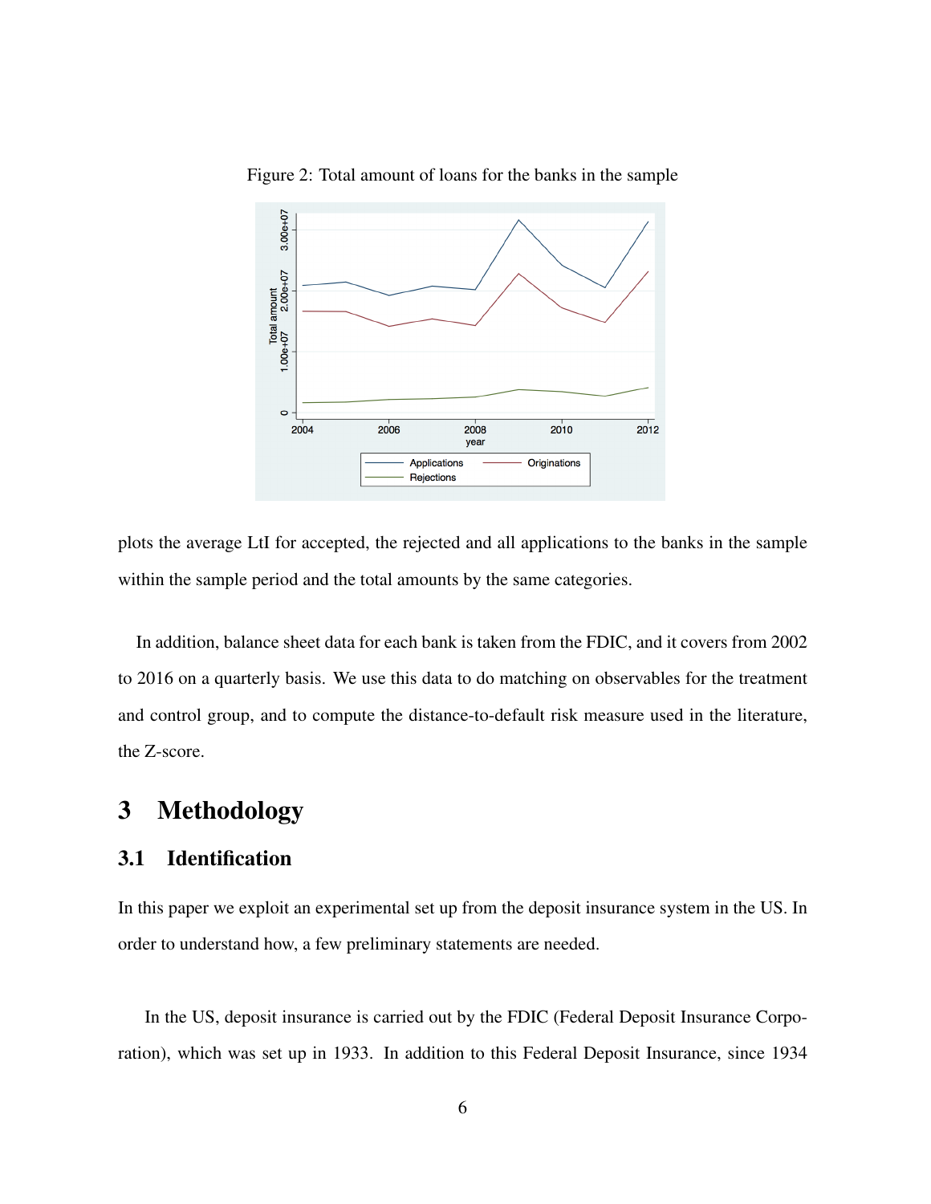Figure 2: Total amount of loans for the banks in the sample

plots the average LtI for accepted, the rejected and all applications to the banks in the sample within the sample period and the total amounts by the same categories.

In addition, balance sheet data for each bank is taken from the FDIC, and it covers from 2002 to 2016 on a quarterly basis. We use this data to do matching on observables for the treatment and control group, and to compute the distance-to-default risk measure used in the literature, the Z-score.

# 3 Methodology

## 3.1 Identification

In this paper we exploit an experimental set up from the deposit insurance system in the US. In order to understand how, a few preliminary statements are needed.

In the US, deposit insurance is carried out by the FDIC (Federal Deposit Insurance Corporation), which was set up in 1933. In addition to this Federal Deposit Insurance, since 1934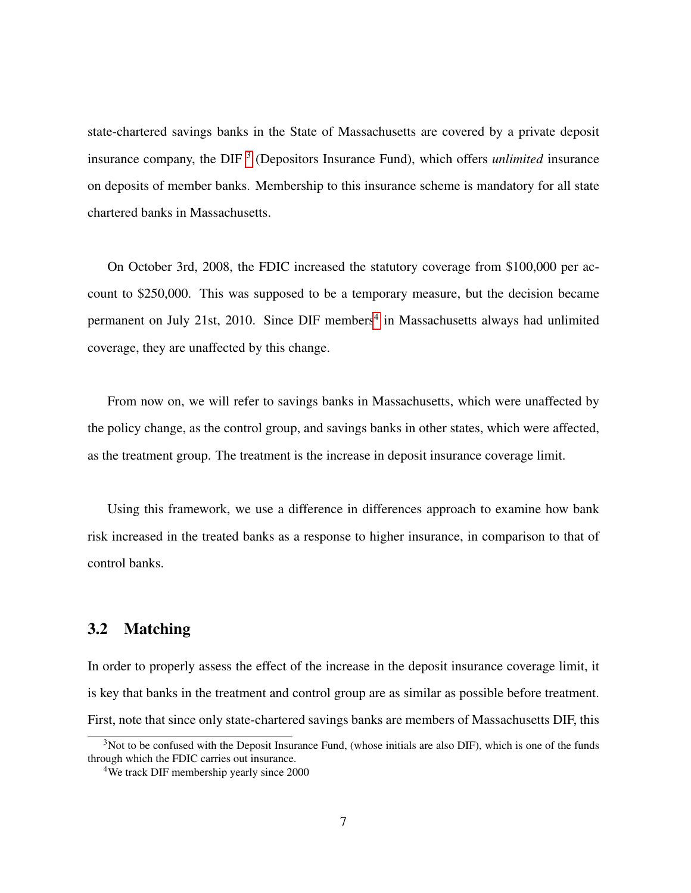state-chartered savings banks in the State of Massachusetts are covered by a private deposit insurance company, the DIF [3] (Depositors Insurance Fund), which offers *unlimited* insurance on deposits of member banks. Membership to this insurance scheme is mandatory for all state chartered banks in Massachusetts.

On October 3rd, 2008, the FDIC increased the statutory coverage from $100,000 per account to $250,000. This was supposed to be a temporary measure, but the decision became permanent on July 21st, 2010. Since DIF members[4] in Massachusetts always had unlimited coverage, they are unaffected by this change.

From now on, we will refer to savings banks in Massachusetts, which were unaffected by the policy change, as the control group, and savings banks in other states, which were affected, as the treatment group. The treatment is the increase in deposit insurance coverage limit.

Using this framework, we use a difference in differences approach to examine how bank risk increased in the treated banks as a response to higher insurance, in comparison to that of control banks.

## 3.2 Matching

In order to properly assess the effect of the increase in the deposit insurance coverage limit, it is key that banks in the treatment and control group are as similar as possible before treatment. First, note that since only state-chartered savings banks are members of Massachusetts DIF, this

[3] Not to be confused with the Deposit Insurance Fund, (whose initials are also DIF), which is one of the funds through which the FDIC carries out insurance.

[4] We track DIF membership yearly since 2000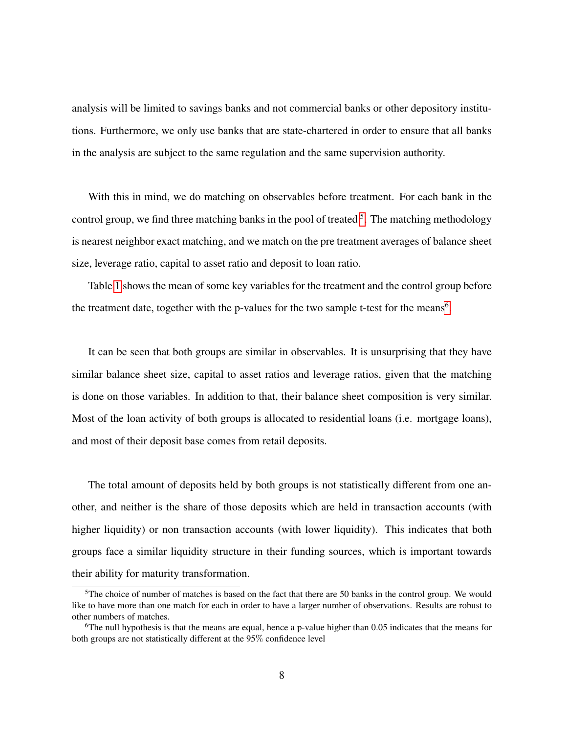analysis will be limited to savings banks and not commercial banks or other depository institutions. Furthermore, we only use banks that are state-chartered in order to ensure that all banks in the analysis are subject to the same regulation and the same supervision authority.

With this in mind, we do matching on observables before treatment. For each bank in the control group, we find three matching banks in the pool of treated [5]. The matching methodology is nearest neighbor exact matching, and we match on the pre treatment averages of balance sheet size, leverage ratio, capital to asset ratio and deposit to loan ratio.

Table 1 shows the mean of some key variables for the treatment and the control group before the treatment date, together with the p-values for the two sample t-test for the means[6].

It can be seen that both groups are similar in observables. It is unsurprising that they have similar balance sheet size, capital to asset ratios and leverage ratios, given that the matching is done on those variables. In addition to that, their balance sheet composition is very similar. Most of the loan activity of both groups is allocated to residential loans (i.e. mortgage loans), and most of their deposit base comes from retail deposits.

The total amount of deposits held by both groups is not statistically different from one another, and neither is the share of those deposits which are held in transaction accounts (with higher liquidity) or non transaction accounts (with lower liquidity). This indicates that both groups face a similar liquidity structure in their funding sources, which is important towards their ability for maturity transformation.

[5] The choice of number of matches is based on the fact that there are 50 banks in the control group. We would like to have more than one match for each in order to have a larger number of observations. Results are robust to other numbers of matches.

[6] The null hypothesis is that the means are equal, hence a p-value higher than 0.05 indicates that the means for both groups are not statistically different at the 95% confidence level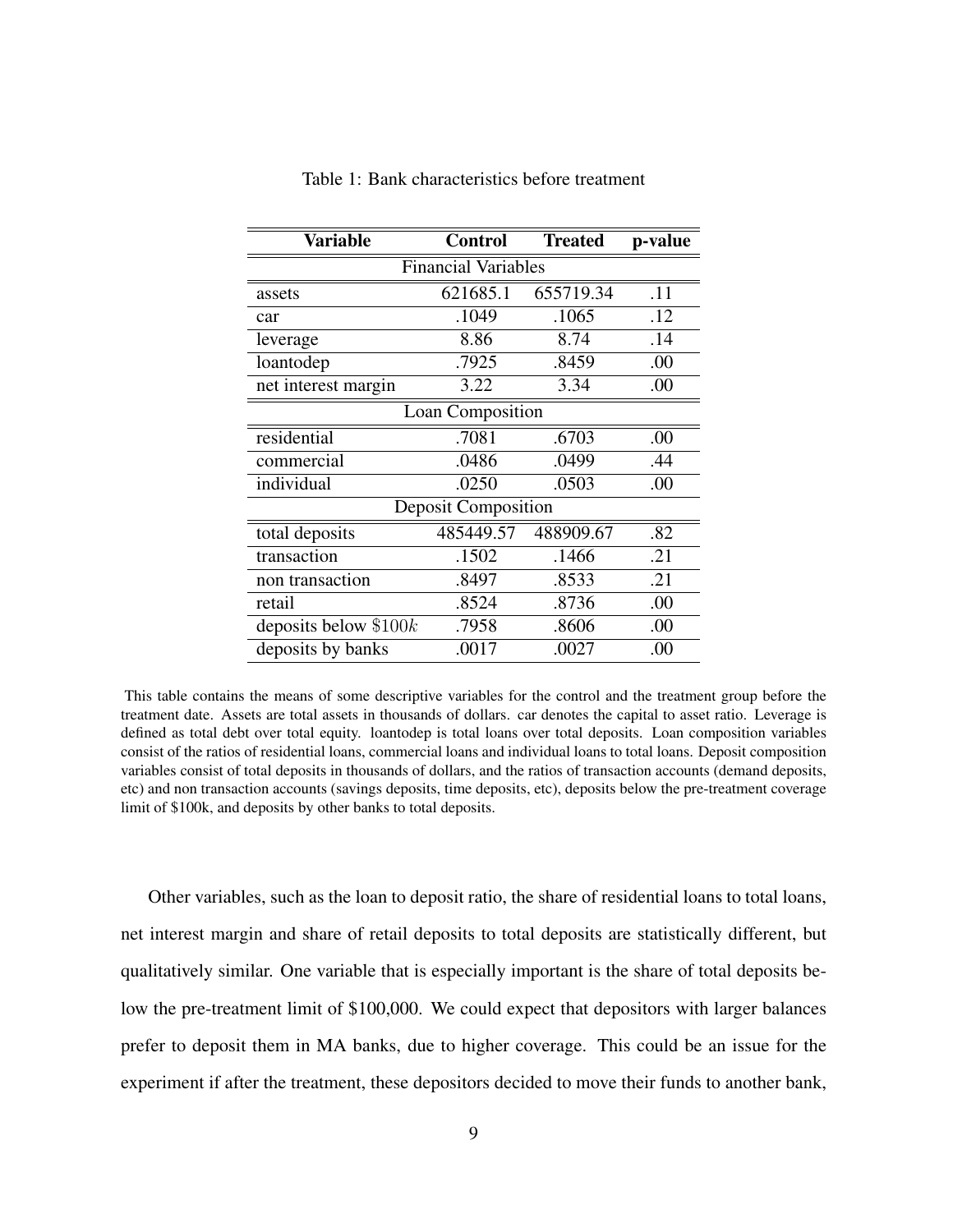Table 1: Bank characteristics before treatment

| Variable | Control | Treated | p-value |
|---|---|---|---|
| Financial Variables | | | |
| assets | 621685.1 | 655719.34 | .11 |
| car | .1049 | .1065 | .12 |
| leverage | 8.86 | 8.74 | .14 |
| loantodep | .7925 | .8459 | .00 |
| net interest margin | 3.22 | 3.34 | .00 |
| Loan Composition | | | |
| residential | .7081 | .6703 | .00 |
| commercial | .0486 | .0499 | .44 |
| individual | .0250 | .0503 | .00 |
| Deposit Composition | | | |
| total deposits | 485449.57 | 488909.67 | .82 |
| transaction | .1502 | .1466 | .21 |
| non transaction | .8497 | .8533 | .21 |
| retail | .8524 | .8736 | .00 |
| deposits below $\$100k$ | .7958 | .8606 | .00 |
| deposits by banks | .0017 | .0027 | .00 |

This table contains the means of some descriptive variables for the control and the treatment group before the treatment date. Assets are total assets in thousands of dollars. car denotes the capital to asset ratio. Leverage is defined as total debt over total equity. loantodep is total loans over total deposits. Loan composition variables consist of the ratios of residential loans, commercial loans and individual loans to total loans. Deposit composition variables consist of total deposits in thousands of dollars, and the ratios of transaction accounts (demand deposits, etc) and non transaction accounts (savings deposits, time deposits, etc), deposits below the pre-treatment coverage limit of $100k, and deposits by other banks to total deposits.

Other variables, such as the loan to deposit ratio, the share of residential loans to total loans, net interest margin and share of retail deposits to total deposits are statistically different, but qualitatively similar. One variable that is especially important is the share of total deposits below the pre-treatment limit of $100,000. We could expect that depositors with larger balances prefer to deposit them in MA banks, due to higher coverage. This could be an issue for the experiment if after the treatment, these depositors decided to move their funds to another bank,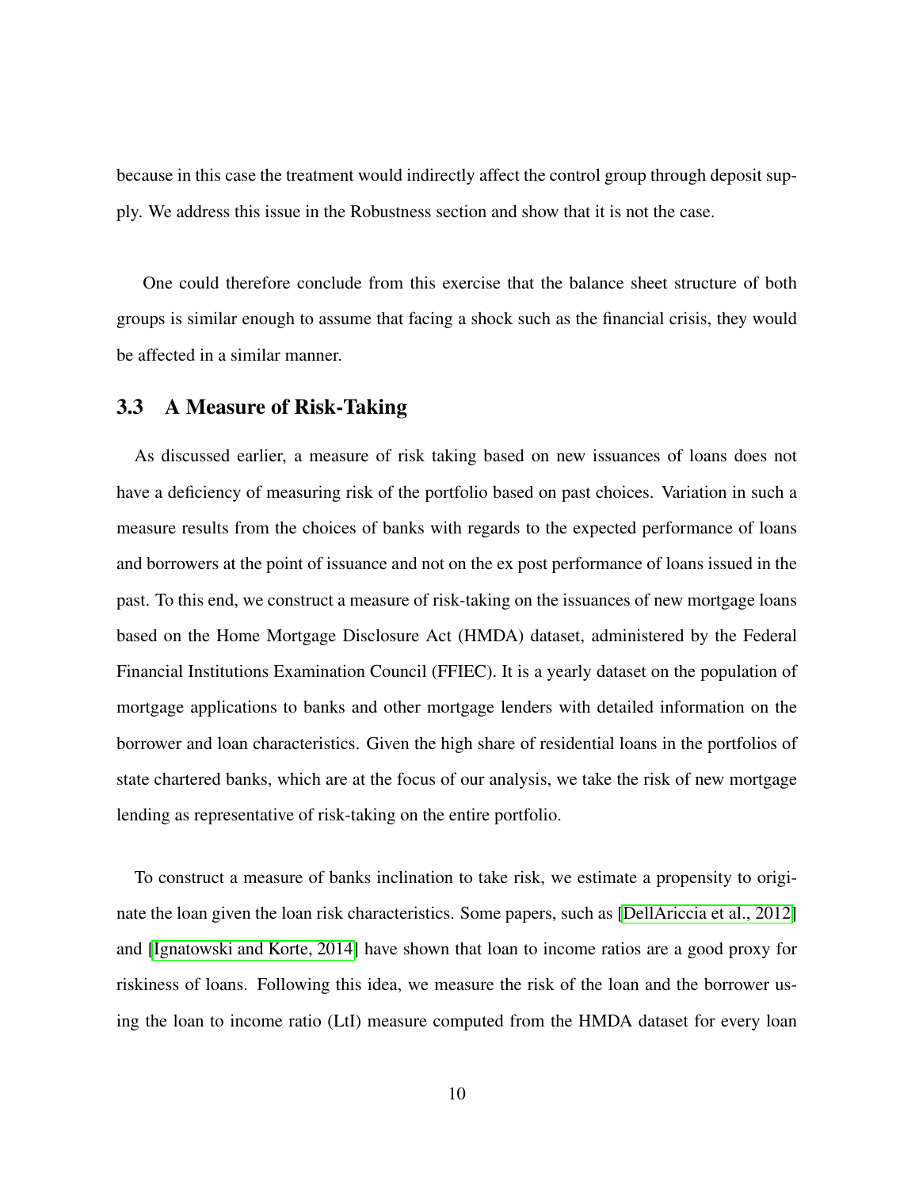because in this case the treatment would indirectly affect the control group through deposit supply. We address this issue in the Robustness section and show that it is not the case.

One could therefore conclude from this exercise that the balance sheet structure of both groups is similar enough to assume that facing a shock such as the financial crisis, they would be affected in a similar manner.

### 3.3 A Measure of Risk-Taking

As discussed earlier, a measure of risk taking based on new issuances of loans does not have a deficiency of measuring risk of the portfolio based on past choices. Variation in such a measure results from the choices of banks with regards to the expected performance of loans and borrowers at the point of issuance and not on the ex post performance of loans issued in the past. To this end, we construct a measure of risk-taking on the issuances of new mortgage loans based on the Home Mortgage Disclosure Act (HMDA) dataset, administered by the Federal Financial Institutions Examination Council (FFIEC). It is a yearly dataset on the population of mortgage applications to banks and other mortgage lenders with detailed information on the borrower and loan characteristics. Given the high share of residential loans in the portfolios of state chartered banks, which are at the focus of our analysis, we take the risk of new mortgage lending as representative of risk-taking on the entire portfolio.

To construct a measure of banks inclination to take risk, we estimate a propensity to originate the loan given the loan risk characteristics. Some papers, such as [DellAriccia et al., 2012] and [Ignatowski and Korte, 2014] have shown that loan to income ratios are a good proxy for riskiness of loans. Following this idea, we measure the risk of the loan and the borrower using the loan to income ratio (LtI) measure computed from the HMDA dataset for every loan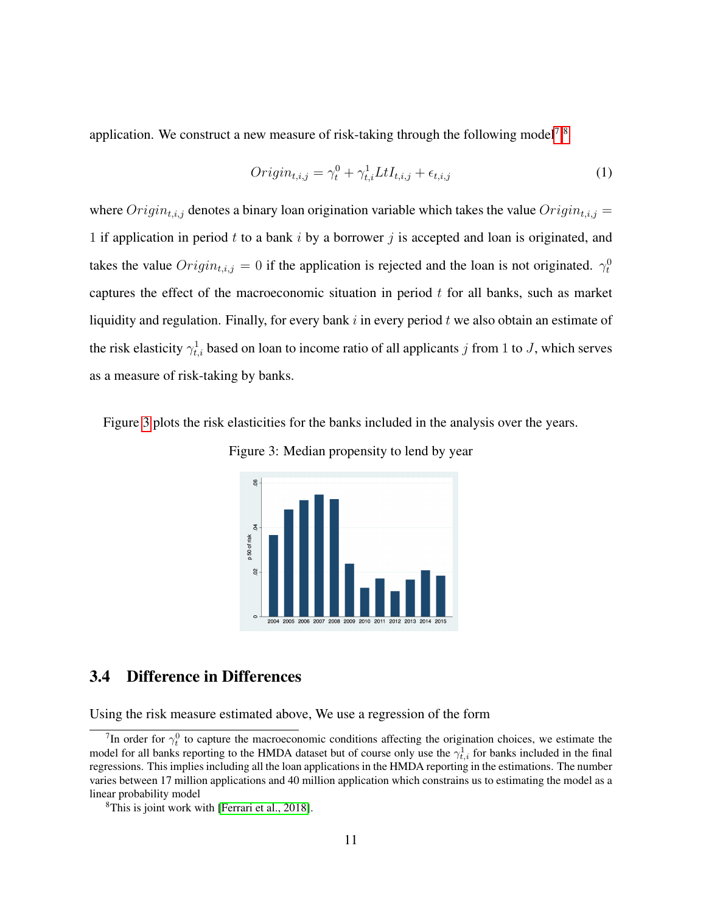application. We construct a new measure of risk-taking through the following model[7] [8]

$$Origin_{t,i,j} = \gamma_t^0 + \gamma_{t,i}^1 LtI_{t,i,j} + \epsilon_{t,i,j} \tag{1}$$

where $Origin_{t,i,j}$ denotes a binary loan origination variable which takes the value $Origin_{t,i,j} = 1$ if application in period $t$ to a bank $i$ by a borrower $j$ is accepted and loan is originated, and takes the value $Origin_{t,i,j} = 0$ if the application is rejected and the loan is not originated. $\gamma_t^0$ captures the effect of the macroeconomic situation in period $t$ for all banks, such as market liquidity and regulation. Finally, for every bank $i$ in every period $t$ we also obtain an estimate of the risk elasticity $\gamma_{t,i}^1$ based on loan to income ratio of all applicants $j$ from 1 to $J$, which serves as a measure of risk-taking by banks.

Figure 3 plots the risk elasticities for the banks included in the analysis over the years.

Figure 3: Median propensity to lend by year

## 3.4 Difference in Differences

Using the risk measure estimated above, We use a regression of the form

[7] In order for $\gamma_t^0$ to capture the macroeconomic conditions affecting the origination choices, we estimate the model for all banks reporting to the HMDA dataset but of course only use the $\gamma_{t,i}^1$ for banks included in the final regressions. This implies including all the loan applications in the HMDA reporting in the estimations. The number varies between 17 million applications and 40 million application which constrains us to estimating the model as a linear probability model

[8] This is joint work with [Ferrari et al., 2018].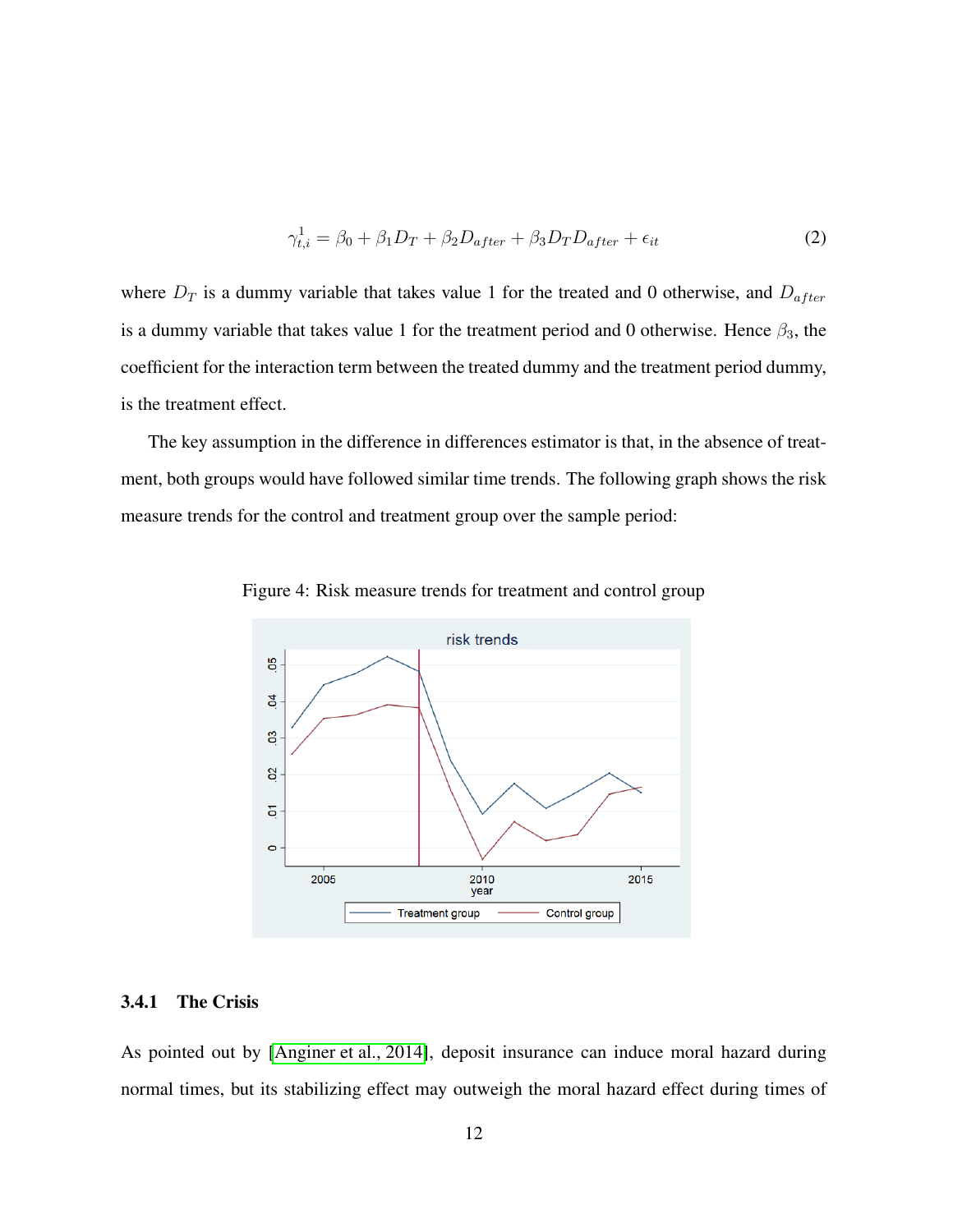$$\gamma^1_{t,i} = \beta_0 + \beta_1 D_T + \beta_2 D_{after} + \beta_3 D_T D_{after} + \epsilon_{it} \tag{2}$$

where $D_T$ is a dummy variable that takes value 1 for the treated and 0 otherwise, and $D_{after}$ is a dummy variable that takes value 1 for the treatment period and 0 otherwise. Hence $\beta_3$, the coefficient for the interaction term between the treated dummy and the treatment period dummy, is the treatment effect.

The key assumption in the difference in differences estimator is that, in the absence of treatment, both groups would have followed similar time trends. The following graph shows the risk measure trends for the control and treatment group over the sample period:

Figure 4: Risk measure trends for treatment and control group

### 3.4.1 The Crisis

As pointed out by [Anginer et al., 2014], deposit insurance can induce moral hazard during normal times, but its stabilizing effect may outweigh the moral hazard effect during times of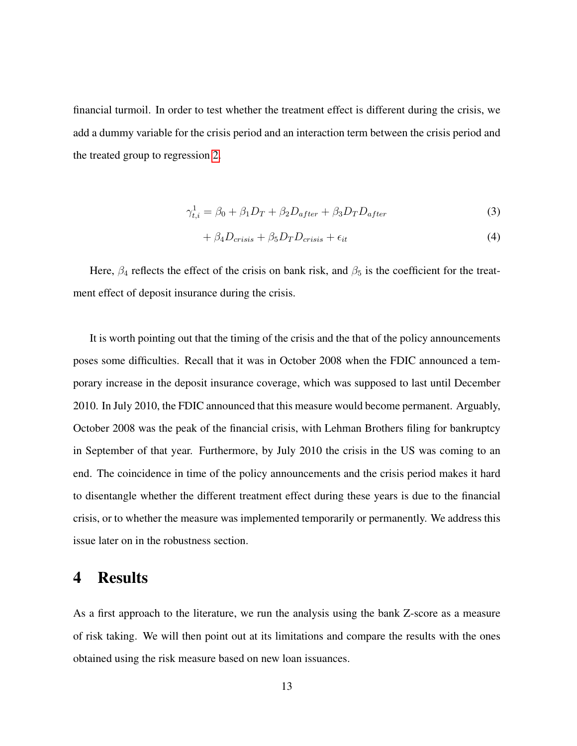financial turmoil. In order to test whether the treatment effect is different during the crisis, we add a dummy variable for the crisis period and an interaction term between the crisis period and the treated group to regression 2.

$$\gamma^1_{t,i} = \beta_0 + \beta_1 D_T + \beta_2 D_{after} + \beta_3 D_T D_{after} \tag{3}$$

$$+ \beta_4 D_{crisis} + \beta_5 D_T D_{crisis} + \epsilon_{it} \tag{4}$$

Here, $\beta_4$ reflects the effect of the crisis on bank risk, and $\beta_5$ is the coefficient for the treatment effect of deposit insurance during the crisis.

It is worth pointing out that the timing of the crisis and the that of the policy announcements poses some difficulties. Recall that it was in October 2008 when the FDIC announced a temporary increase in the deposit insurance coverage, which was supposed to last until December 2010. In July 2010, the FDIC announced that this measure would become permanent. Arguably, October 2008 was the peak of the financial crisis, with Lehman Brothers filing for bankruptcy in September of that year. Furthermore, by July 2010 the crisis in the US was coming to an end. The coincidence in time of the policy announcements and the crisis period makes it hard to disentangle whether the different treatment effect during these years is due to the financial crisis, or to whether the measure was implemented temporarily or permanently. We address this issue later on in the robustness section.

# 4 Results

As a first approach to the literature, we run the analysis using the bank Z-score as a measure of risk taking. We will then point out at its limitations and compare the results with the ones obtained using the risk measure based on new loan issuances.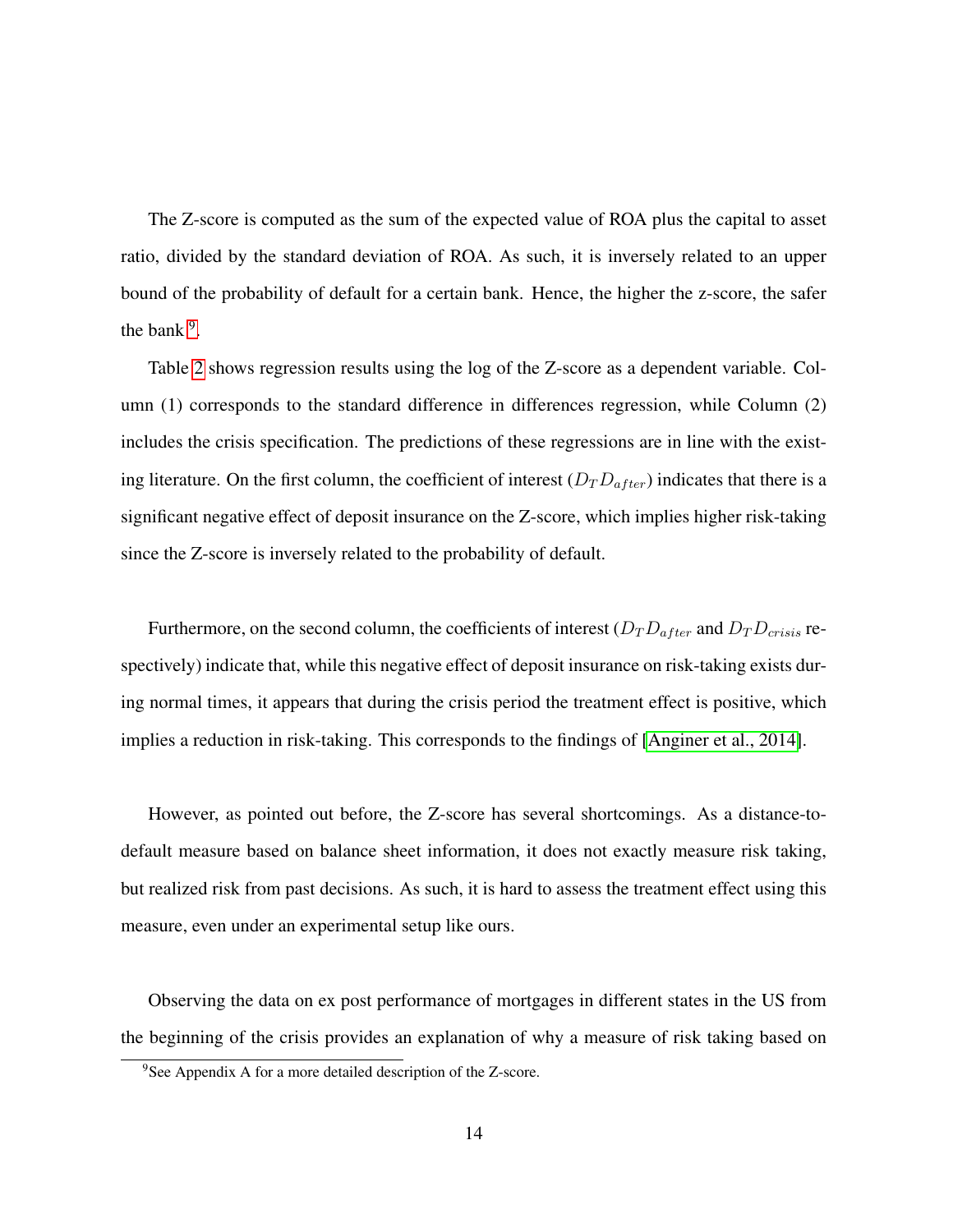The Z-score is computed as the sum of the expected value of ROA plus the capital to asset ratio, divided by the standard deviation of ROA. As such, it is inversely related to an upper bound of the probability of default for a certain bank. Hence, the higher the z-score, the safer the bank [9].

Table 2 shows regression results using the log of the Z-score as a dependent variable. Column (1) corresponds to the standard difference in differences regression, while Column (2) includes the crisis specification. The predictions of these regressions are in line with the existing literature. On the first column, the coefficient of interest ($D_T D_{after}$) indicates that there is a significant negative effect of deposit insurance on the Z-score, which implies higher risk-taking since the Z-score is inversely related to the probability of default.

Furthermore, on the second column, the coefficients of interest ($D_T D_{after}$ and $D_T D_{crisis}$ respectively) indicate that, while this negative effect of deposit insurance on risk-taking exists during normal times, it appears that during the crisis period the treatment effect is positive, which implies a reduction in risk-taking. This corresponds to the findings of [Anginer et al., 2014].

However, as pointed out before, the Z-score has several shortcomings. As a distance-to-default measure based on balance sheet information, it does not exactly measure risk taking, but realized risk from past decisions. As such, it is hard to assess the treatment effect using this measure, even under an experimental setup like ours.

Observing the data on ex post performance of mortgages in different states in the US from the beginning of the crisis provides an explanation of why a measure of risk taking based on

[9] See Appendix A for a more detailed description of the Z-score.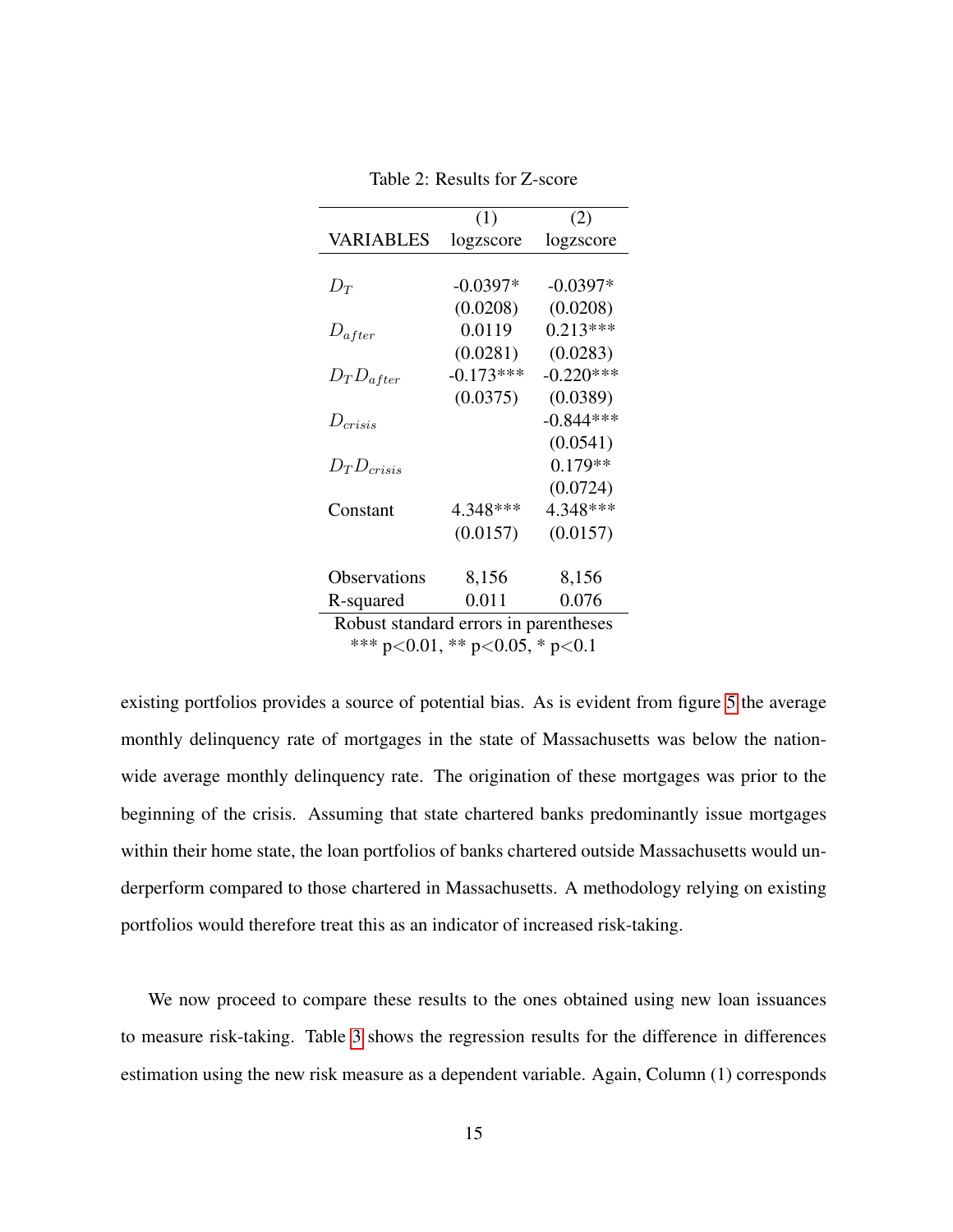Table 2: Results for Z-score

| VARIABLES | (1) logzscore | (2) logzscore |
|---|---|---|
| $D_T$ | -0.0397* | -0.0397* |
| | (0.0208) | (0.0208) |
| $D_{after}$ | 0.0119 | 0.213*** |
| | (0.0281) | (0.0283) |
| $D_T D_{after}$ | -0.173*** | -0.220*** |
| | (0.0375) | (0.0389) |
| $D_{crisis}$ | | -0.844*** |
| | | (0.0541) |
| $D_T D_{crisis}$ | | 0.179** |
| | | (0.0724) |
| Constant | 4.348*** | 4.348*** |
| | (0.0157) | (0.0157) |
| Observations | 8,156 | 8,156 |
| R-squared | 0.011 | 0.076 |

Robust standard errors in parentheses
*** p<0.01, ** p<0.05, * p<0.1

existing portfolios provides a source of potential bias. As is evident from figure 5 the average monthly delinquency rate of mortgages in the state of Massachusetts was below the nationwide average monthly delinquency rate. The origination of these mortgages was prior to the beginning of the crisis. Assuming that state chartered banks predominantly issue mortgages within their home state, the loan portfolios of banks chartered outside Massachusetts would underperform compared to those chartered in Massachusetts. A methodology relying on existing portfolios would therefore treat this as an indicator of increased risk-taking.

We now proceed to compare these results to the ones obtained using new loan issuances to measure risk-taking. Table 3 shows the regression results for the difference in differences estimation using the new risk measure as a dependent variable. Again, Column (1) corresponds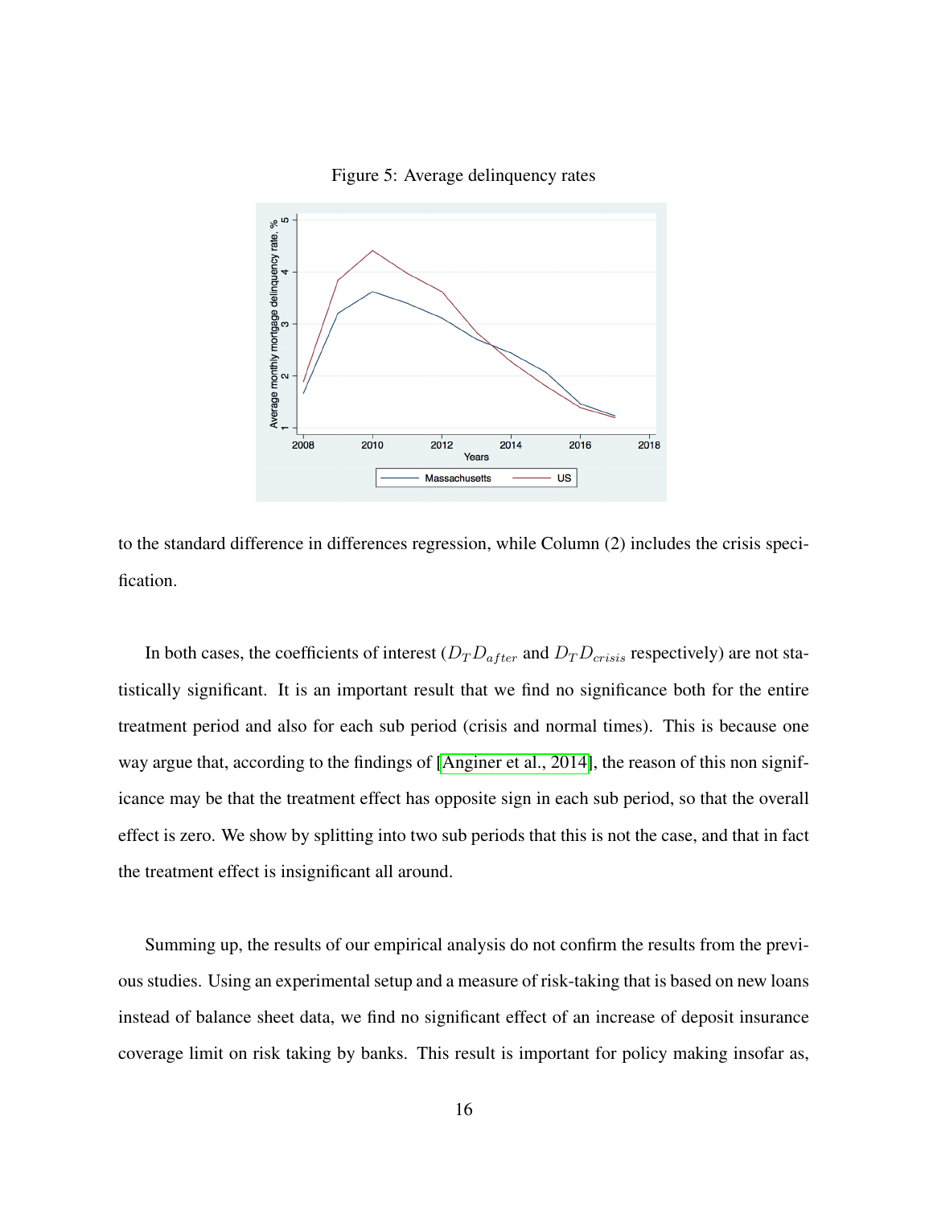Figure 5: Average delinquency rates

to the standard difference in differences regression, while Column (2) includes the crisis specification.

In both cases, the coefficients of interest ($D_T D_{after}$ and $D_T D_{crisis}$ respectively) are not statistically significant. It is an important result that we find no significance both for the entire treatment period and also for each sub period (crisis and normal times). This is because one way argue that, according to the findings of [Anginer et al., 2014], the reason of this non significance may be that the treatment effect has opposite sign in each sub period, so that the overall effect is zero. We show by splitting into two sub periods that this is not the case, and that in fact the treatment effect is insignificant all around.

Summing up, the results of our empirical analysis do not confirm the results from the previous studies. Using an experimental setup and a measure of risk-taking that is based on new loans instead of balance sheet data, we find no significant effect of an increase of deposit insurance coverage limit on risk taking by banks. This result is important for policy making insofar as,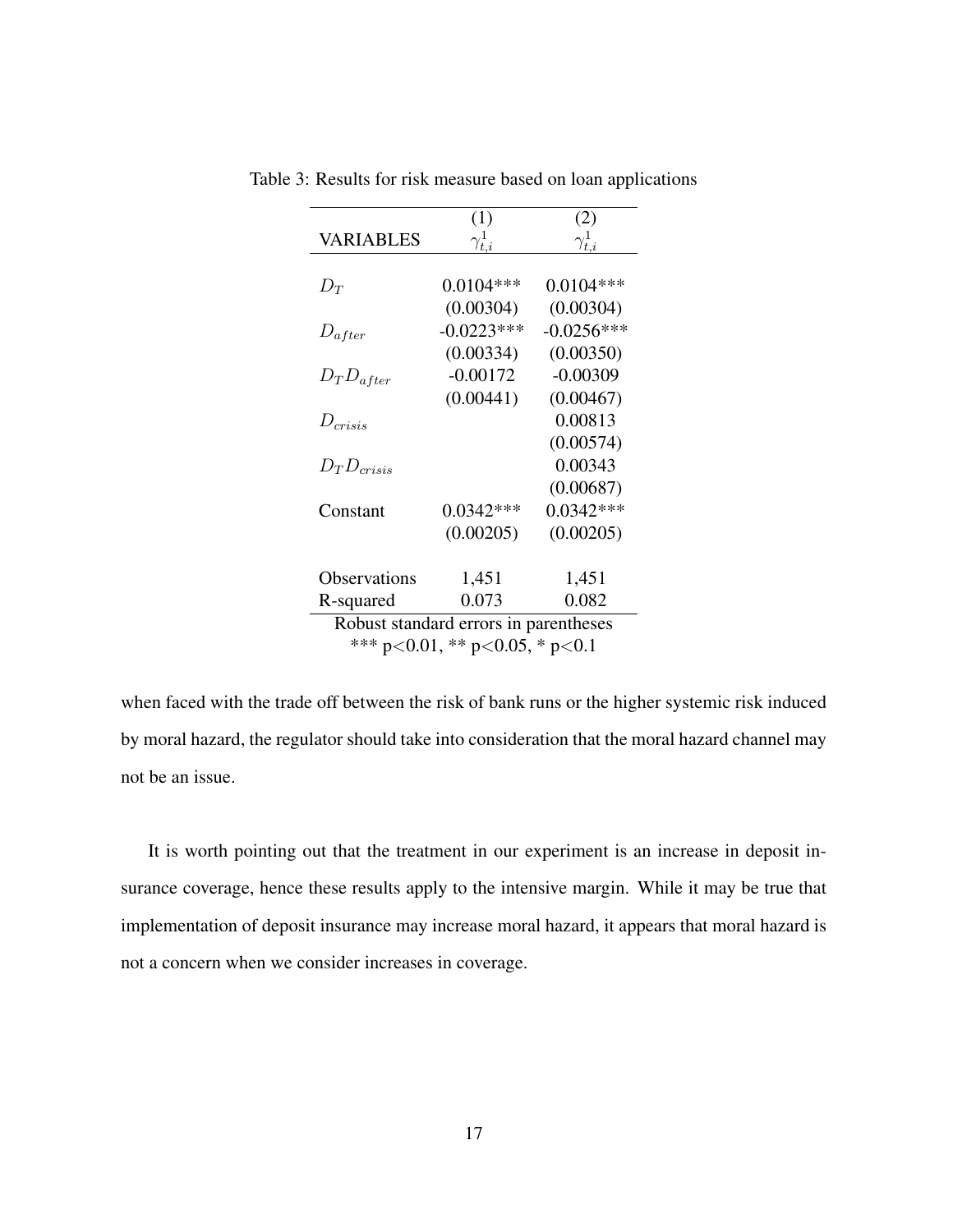Table 3: Results for risk measure based on loan applications

| VARIABLES | (1) $\gamma^1_{t,i}$ | (2) $\gamma^1_{t,i}$ |
|---|---|---|
| $D_T$ | 0.0104*** | 0.0104*** |
| | (0.00304) | (0.00304) |
| $D_{after}$ | -0.0223*** | -0.0256*** |
| | (0.00334) | (0.00350) |
| $D_T D_{after}$ | -0.00172 | -0.00309 |
| | (0.00441) | (0.00467) |
| $D_{crisis}$ | | 0.00813 |
| | | (0.00574) |
| $D_T D_{crisis}$ | | 0.00343 |
| | | (0.00687) |
| Constant | 0.0342*** | 0.0342*** |
| | (0.00205) | (0.00205) |
| Observations | 1,451 | 1,451 |
| R-squared | 0.073 | 0.082 |

Robust standard errors in parentheses
*** p<0.01, ** p<0.05, * p<0.1

when faced with the trade off between the risk of bank runs or the higher systemic risk induced by moral hazard, the regulator should take into consideration that the moral hazard channel may not be an issue.

It is worth pointing out that the treatment in our experiment is an increase in deposit insurance coverage, hence these results apply to the intensive margin. While it may be true that implementation of deposit insurance may increase moral hazard, it appears that moral hazard is not a concern when we consider increases in coverage.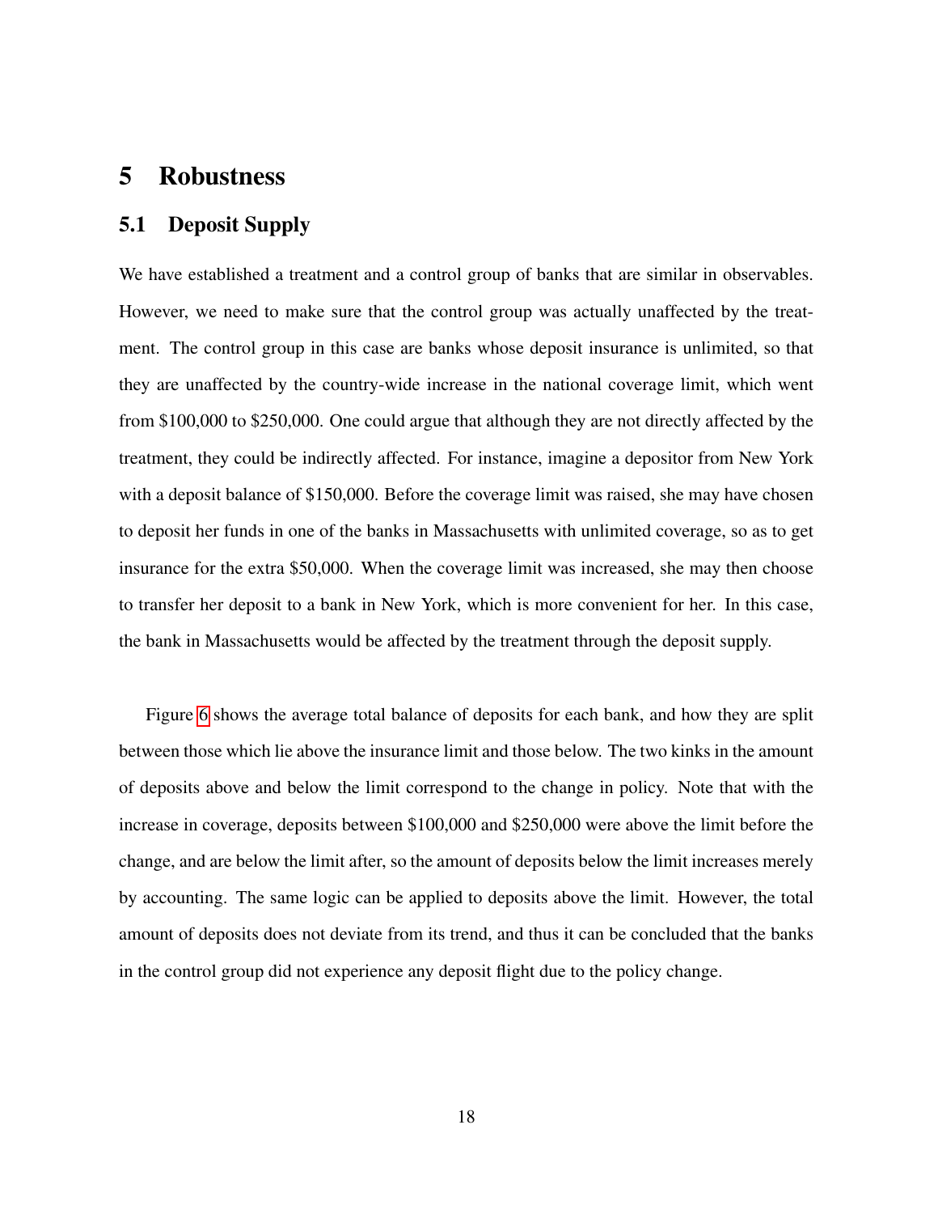# 5 Robustness

## 5.1 Deposit Supply

We have established a treatment and a control group of banks that are similar in observables. However, we need to make sure that the control group was actually unaffected by the treatment. The control group in this case are banks whose deposit insurance is unlimited, so that they are unaffected by the country-wide increase in the national coverage limit, which went from \$100,000 to \$250,000. One could argue that although they are not directly affected by the treatment, they could be indirectly affected. For instance, imagine a depositor from New York with a deposit balance of \$150,000. Before the coverage limit was raised, she may have chosen to deposit her funds in one of the banks in Massachusetts with unlimited coverage, so as to get insurance for the extra \$50,000. When the coverage limit was increased, she may then choose to transfer her deposit to a bank in New York, which is more convenient for her. In this case, the bank in Massachusetts would be affected by the treatment through the deposit supply.

Figure 6 shows the average total balance of deposits for each bank, and how they are split between those which lie above the insurance limit and those below. The two kinks in the amount of deposits above and below the limit correspond to the change in policy. Note that with the increase in coverage, deposits between \$100,000 and \$250,000 were above the limit before the change, and are below the limit after, so the amount of deposits below the limit increases merely by accounting. The same logic can be applied to deposits above the limit. However, the total amount of deposits does not deviate from its trend, and thus it can be concluded that the banks in the control group did not experience any deposit flight due to the policy change.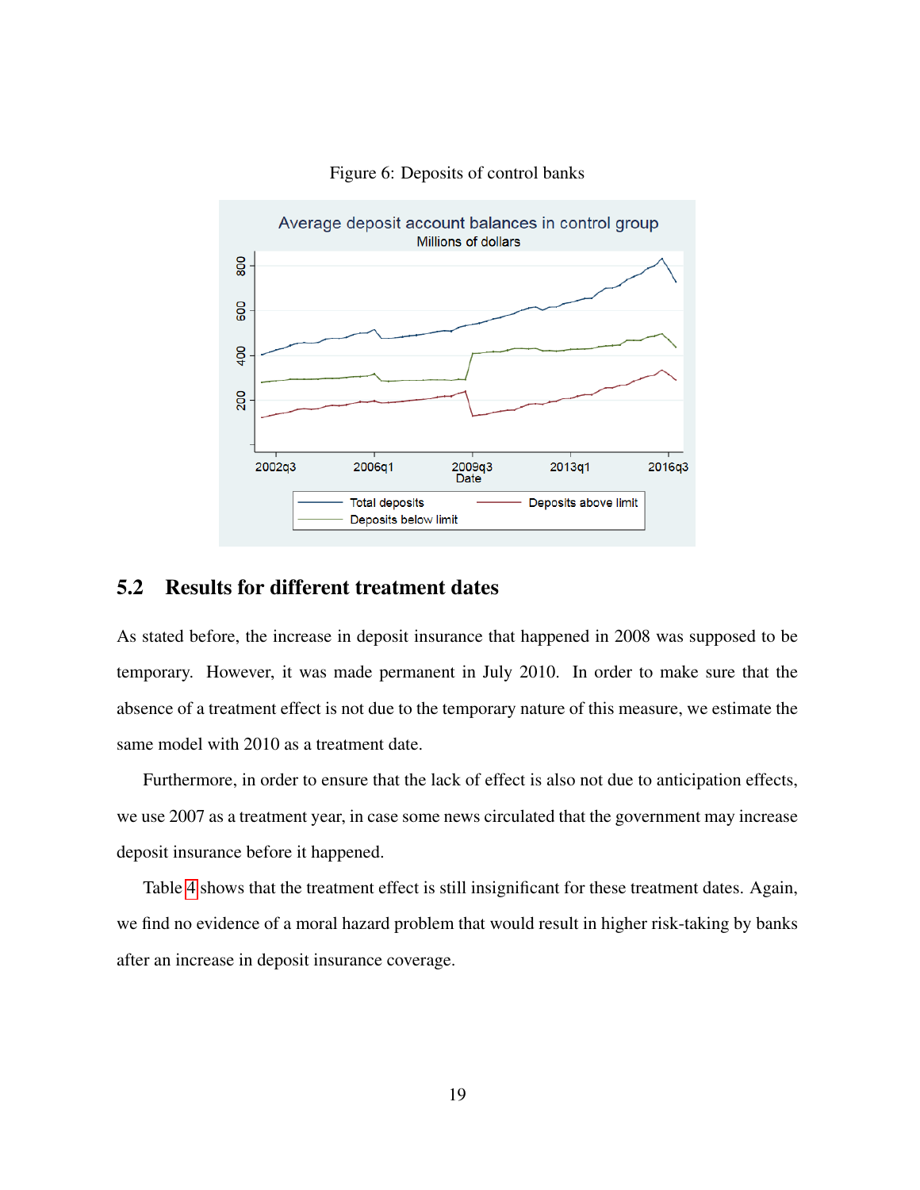Figure 6: Deposits of control banks

## 5.2 Results for different treatment dates

As stated before, the increase in deposit insurance that happened in 2008 was supposed to be temporary. However, it was made permanent in July 2010. In order to make sure that the absence of a treatment effect is not due to the temporary nature of this measure, we estimate the same model with 2010 as a treatment date.

Furthermore, in order to ensure that the lack of effect is also not due to anticipation effects, we use 2007 as a treatment year, in case some news circulated that the government may increase deposit insurance before it happened.

Table 4 shows that the treatment effect is still insignificant for these treatment dates. Again, we find no evidence of a moral hazard problem that would result in higher risk-taking by banks after an increase in deposit insurance coverage.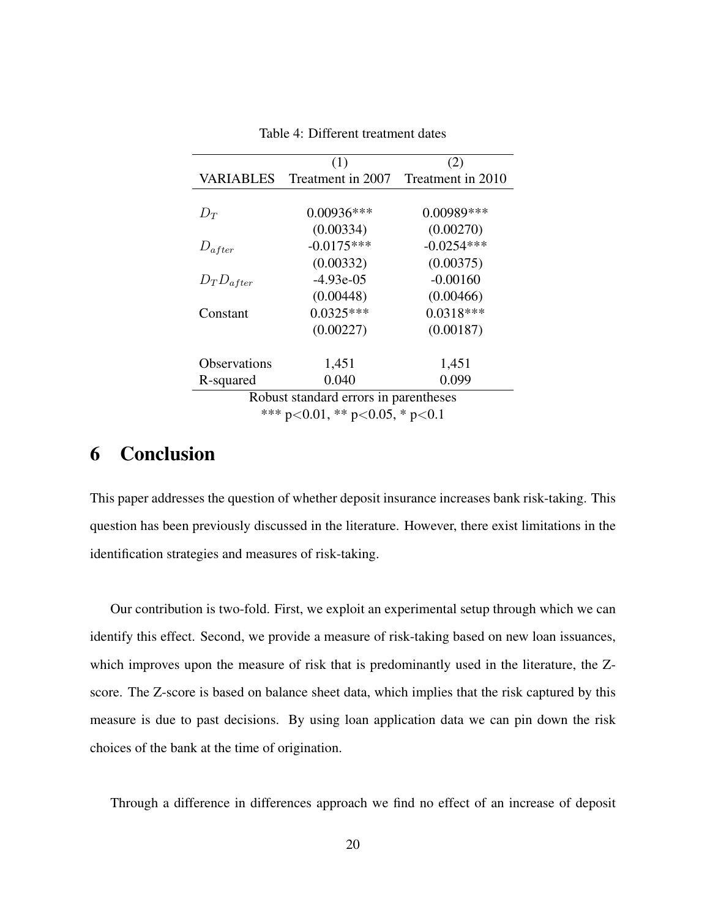Table 4: Different treatment dates

| VARIABLES | (1) Treatment in 2007 | (2) Treatment in 2010 |
|---|---|---|
| $D_T$ | 0.00936*** | 0.00989*** |
| | (0.00334) | (0.00270) |
| $D_{after}$ | -0.0175*** | -0.0254*** |
| | (0.00332) | (0.00375) |
| $D_T D_{after}$ | -4.93e-05 | -0.00160 |
| | (0.00448) | (0.00466) |
| Constant | 0.0325*** | 0.0318*** |
| | (0.00227) | (0.00187) |
| Observations | 1,451 | 1,451 |
| R-squared | 0.040 | 0.099 |

Robust standard errors in parentheses
*** $p<0.01$, ** $p<0.05$, * $p<0.1$

# 6 Conclusion

This paper addresses the question of whether deposit insurance increases bank risk-taking. This question has been previously discussed in the literature. However, there exist limitations in the identification strategies and measures of risk-taking.

Our contribution is two-fold. First, we exploit an experimental setup through which we can identify this effect. Second, we provide a measure of risk-taking based on new loan issuances, which improves upon the measure of risk that is predominantly used in the literature, the Z-score. The Z-score is based on balance sheet data, which implies that the risk captured by this measure is due to past decisions. By using loan application data we can pin down the risk choices of the bank at the time of origination.

Through a difference in differences approach we find no effect of an increase of deposit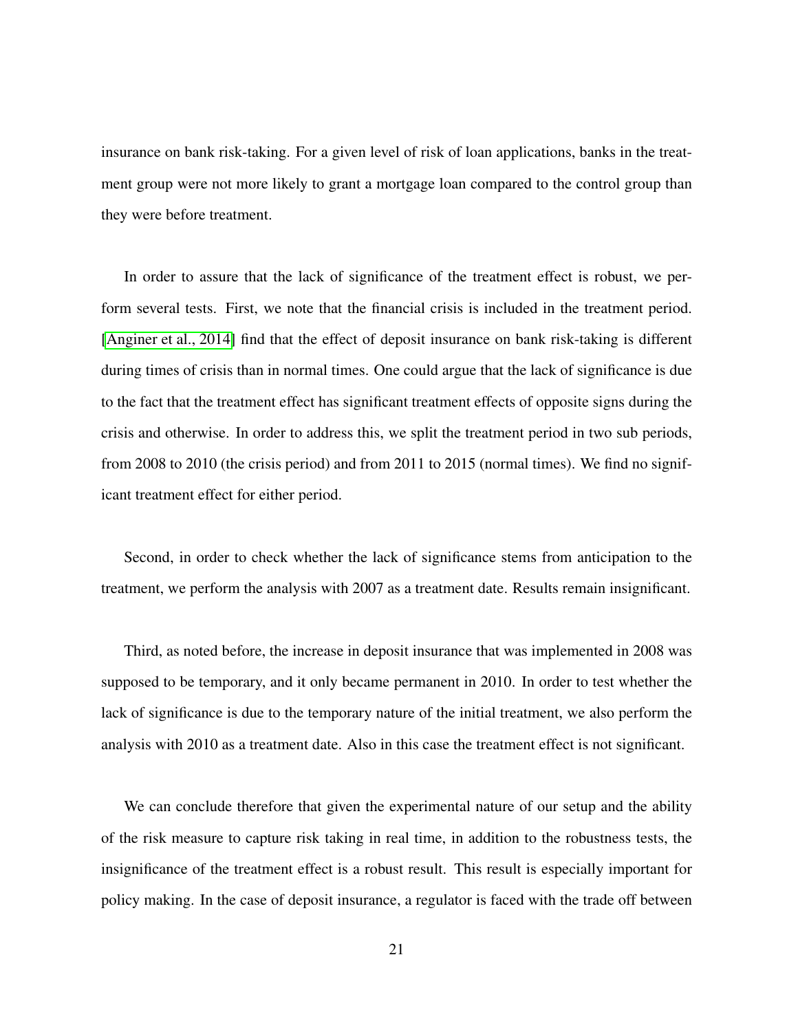insurance on bank risk-taking. For a given level of risk of loan applications, banks in the treatment group were not more likely to grant a mortgage loan compared to the control group than they were before treatment.

In order to assure that the lack of significance of the treatment effect is robust, we perform several tests. First, we note that the financial crisis is included in the treatment period. [Anginer et al., 2014] find that the effect of deposit insurance on bank risk-taking is different during times of crisis than in normal times. One could argue that the lack of significance is due to the fact that the treatment effect has significant treatment effects of opposite signs during the crisis and otherwise. In order to address this, we split the treatment period in two sub periods, from 2008 to 2010 (the crisis period) and from 2011 to 2015 (normal times). We find no significant treatment effect for either period.

Second, in order to check whether the lack of significance stems from anticipation to the treatment, we perform the analysis with 2007 as a treatment date. Results remain insignificant.

Third, as noted before, the increase in deposit insurance that was implemented in 2008 was supposed to be temporary, and it only became permanent in 2010. In order to test whether the lack of significance is due to the temporary nature of the initial treatment, we also perform the analysis with 2010 as a treatment date. Also in this case the treatment effect is not significant.

We can conclude therefore that given the experimental nature of our setup and the ability of the risk measure to capture risk taking in real time, in addition to the robustness tests, the insignificance of the treatment effect is a robust result. This result is especially important for policy making. In the case of deposit insurance, a regulator is faced with the trade off between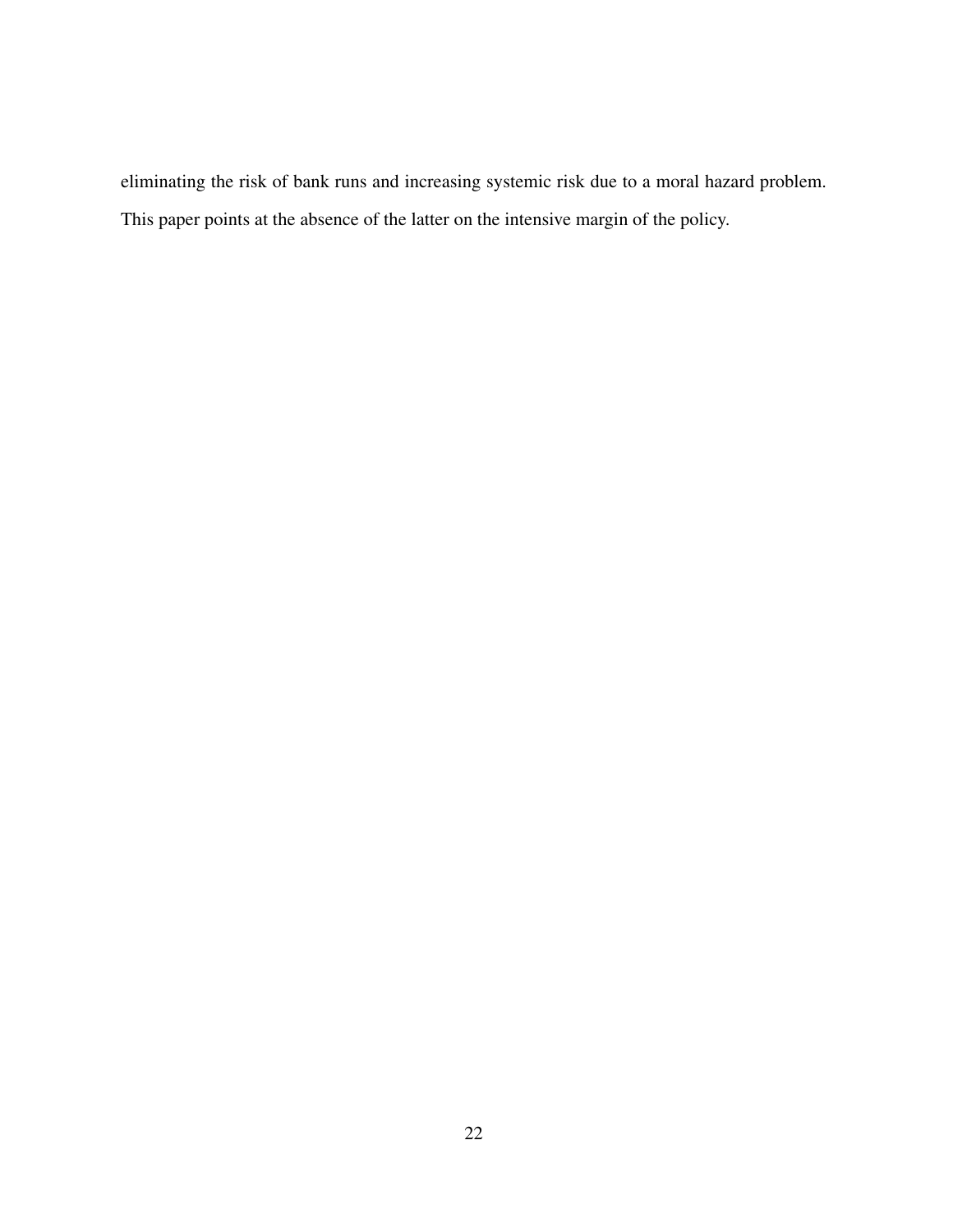eliminating the risk of bank runs and increasing systemic risk due to a moral hazard problem. This paper points at the absence of the latter on the intensive margin of the policy.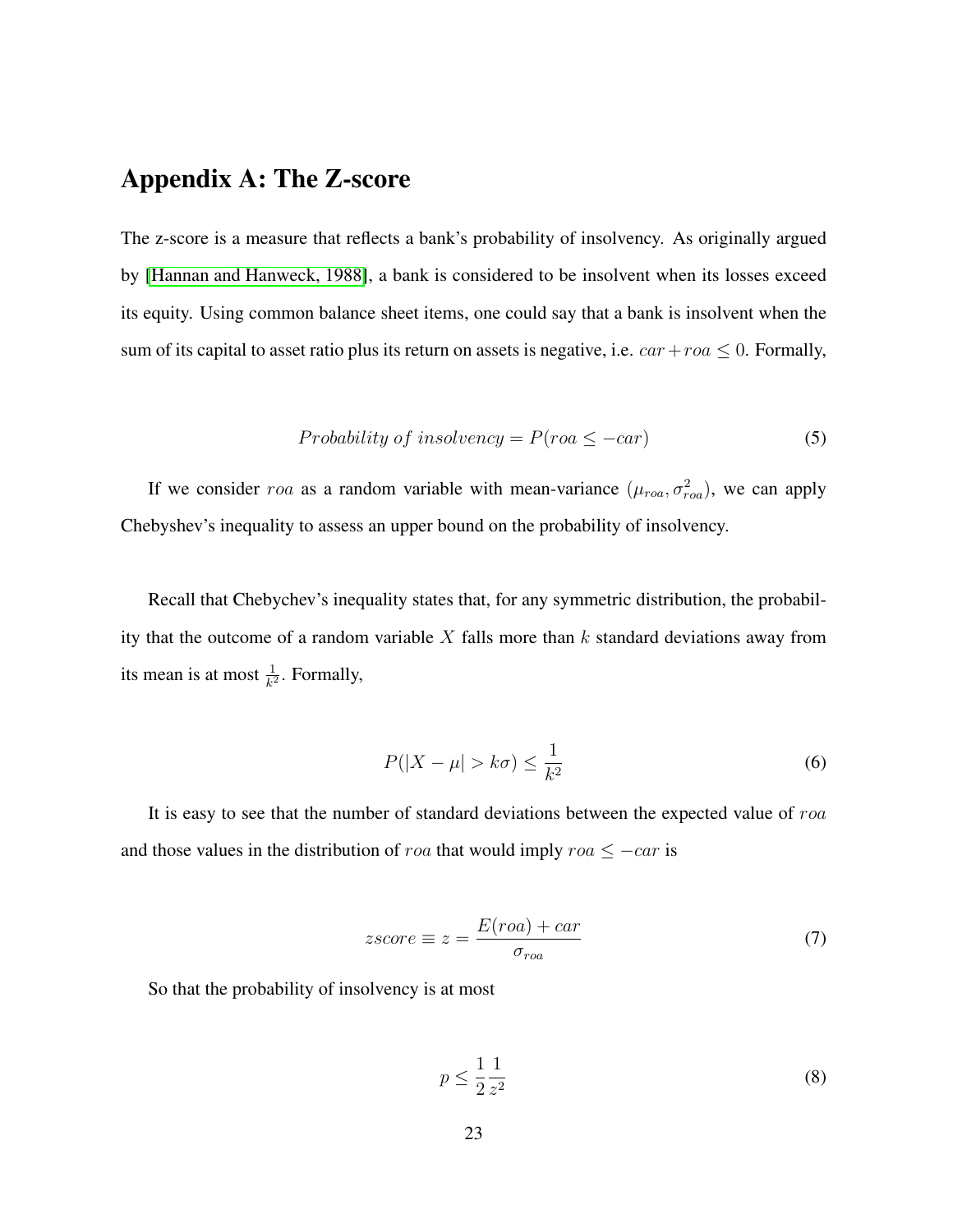## Appendix A: The Z-score

The z-score is a measure that reflects a bank's probability of insolvency. As originally argued by [Hannan and Hanweck, 1988], a bank is considered to be insolvent when its losses exceed its equity. Using common balance sheet items, one could say that a bank is insolvent when the sum of its capital to asset ratio plus its return on assets is negative, i.e. $car + roa \leq 0$. Formally,

$$Probability\ of\ insolvency = P(roa \leq -car) \tag{5}$$

If we consider $roa$ as a random variable with mean-variance $(\mu_{roa}, \sigma^2_{roa})$, we can apply Chebyshev's inequality to assess an upper bound on the probability of insolvency.

Recall that Chebychev's inequality states that, for any symmetric distribution, the probability that the outcome of a random variable $X$ falls more than $k$ standard deviations away from its mean is at most $\frac{1}{k^2}$. Formally,

$$P(|X - \mu| > k\sigma) \leq \frac{1}{k^2} \tag{6}$$

It is easy to see that the number of standard deviations between the expected value of $roa$ and those values in the distribution of $roa$ that would imply $roa \leq -car$ is

$$zscore \equiv z = \frac{E(roa) + car}{\sigma_{roa}} \tag{7}$$

So that the probability of insolvency is at most

$$p \leq \frac{1}{2}\frac{1}{z^2} \tag{8}$$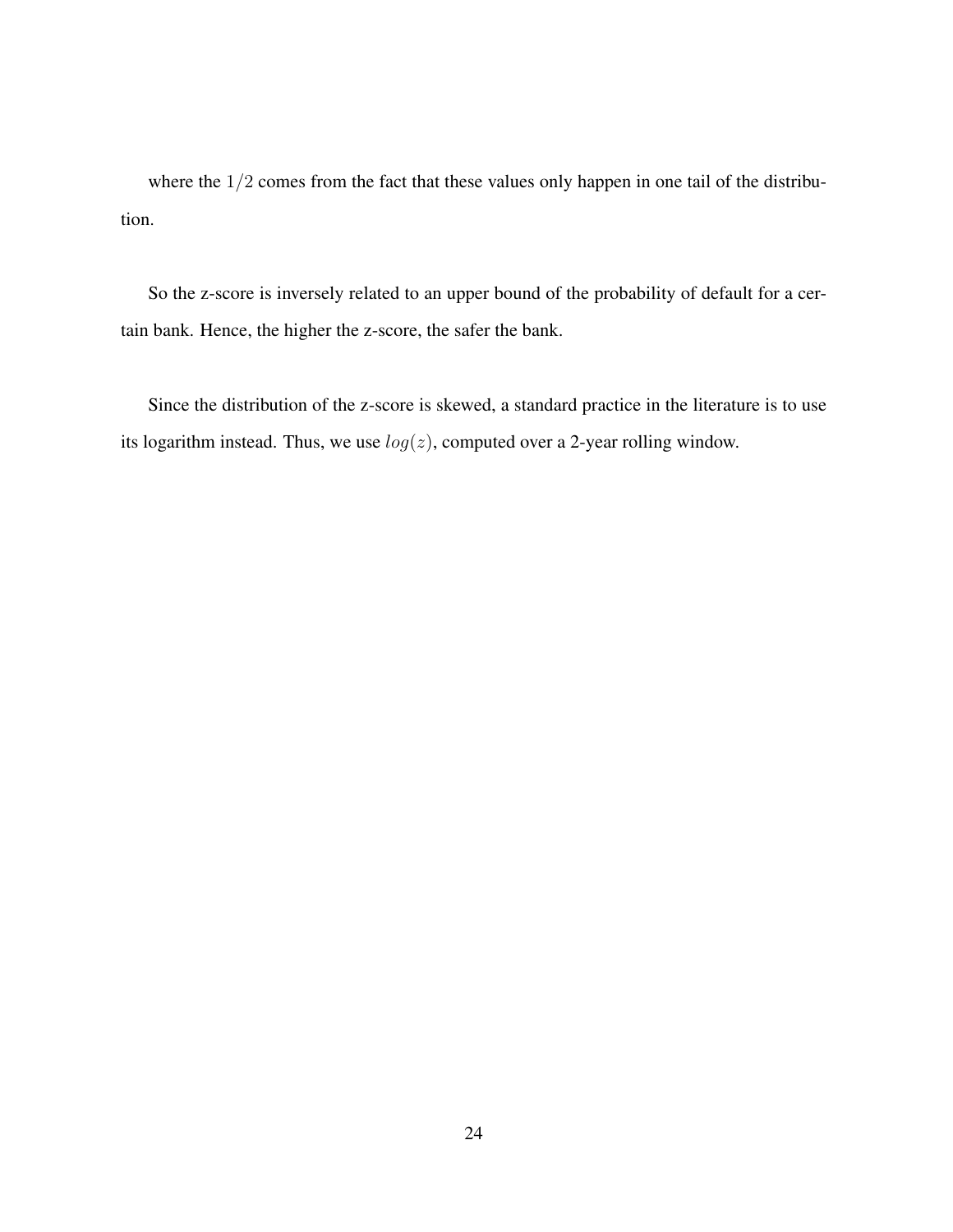where the $1/2$ comes from the fact that these values only happen in one tail of the distribution.

So the z-score is inversely related to an upper bound of the probability of default for a certain bank. Hence, the higher the z-score, the safer the bank.

Since the distribution of the z-score is skewed, a standard practice in the literature is to use its logarithm instead. Thus, we use $log(z)$, computed over a 2-year rolling window.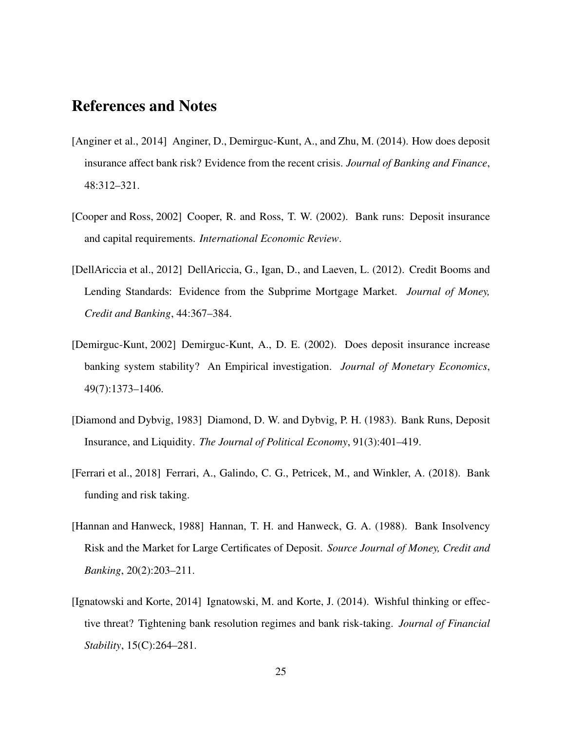## References and Notes

[Anginer et al., 2014] Anginer, D., Demirguc-Kunt, A., and Zhu, M. (2014). How does deposit insurance affect bank risk? Evidence from the recent crisis. *Journal of Banking and Finance*, 48:312–321.

[Cooper and Ross, 2002] Cooper, R. and Ross, T. W. (2002). Bank runs: Deposit insurance and capital requirements. *International Economic Review*.

[DellAriccia et al., 2012] DellAriccia, G., Igan, D., and Laeven, L. (2012). Credit Booms and Lending Standards: Evidence from the Subprime Mortgage Market. *Journal of Money, Credit and Banking*, 44:367–384.

[Demirguc-Kunt, 2002] Demirguc-Kunt, A., D. E. (2002). Does deposit insurance increase banking system stability? An Empirical investigation. *Journal of Monetary Economics*, 49(7):1373–1406.

[Diamond and Dybvig, 1983] Diamond, D. W. and Dybvig, P. H. (1983). Bank Runs, Deposit Insurance, and Liquidity. *The Journal of Political Economy*, 91(3):401–419.

[Ferrari et al., 2018] Ferrari, A., Galindo, C. G., Petricek, M., and Winkler, A. (2018). Bank funding and risk taking.

[Hannan and Hanweck, 1988] Hannan, T. H. and Hanweck, G. A. (1988). Bank Insolvency Risk and the Market for Large Certificates of Deposit. *Source Journal of Money, Credit and Banking*, 20(2):203–211.

[Ignatowski and Korte, 2014] Ignatowski, M. and Korte, J. (2014). Wishful thinking or effective threat? Tightening bank resolution regimes and bank risk-taking. *Journal of Financial Stability*, 15(C):264–281.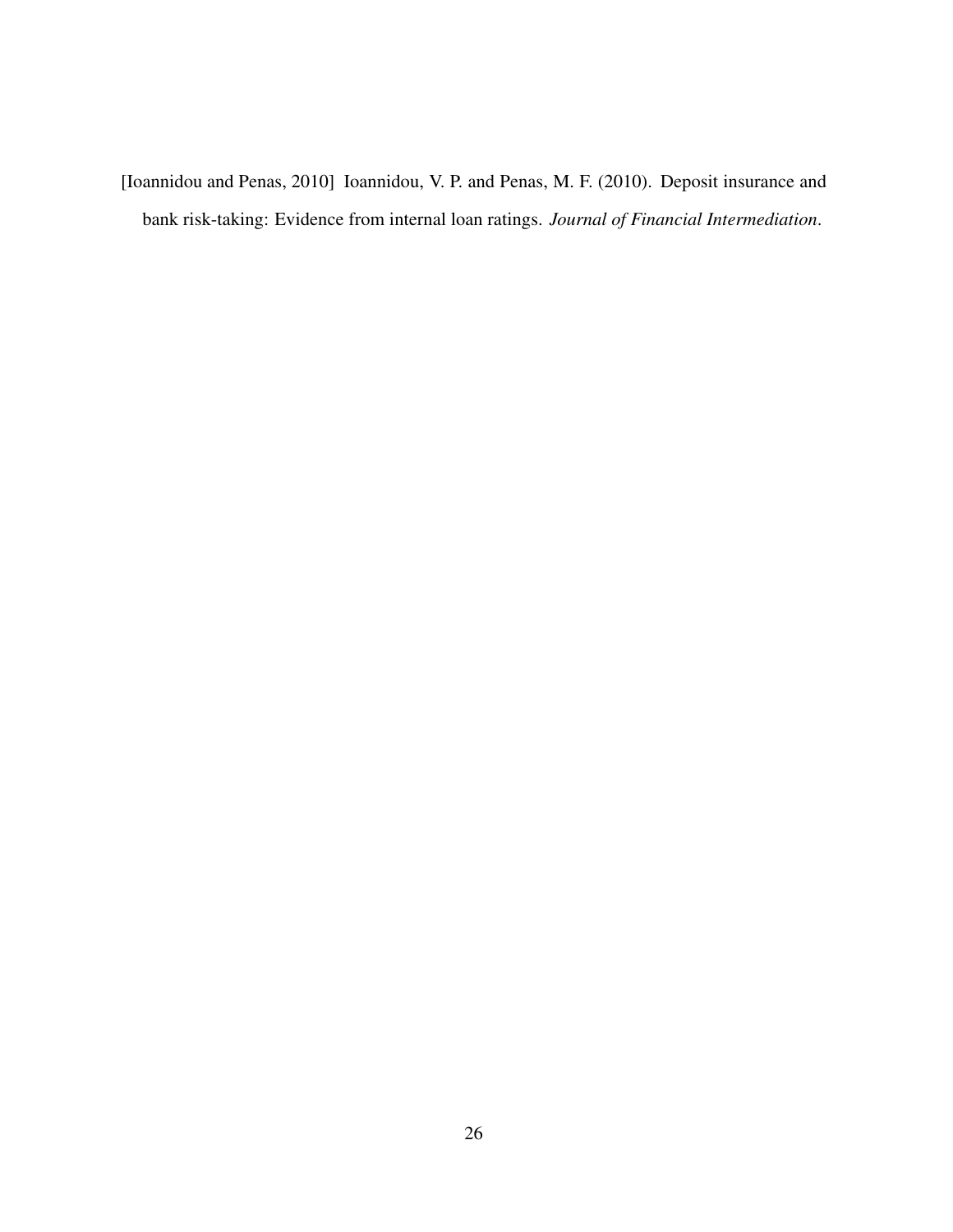[Ioannidou and Penas, 2010] Ioannidou, V. P. and Penas, M. F. (2010). Deposit insurance and bank risk-taking: Evidence from internal loan ratings. *Journal of Financial Intermediation*.